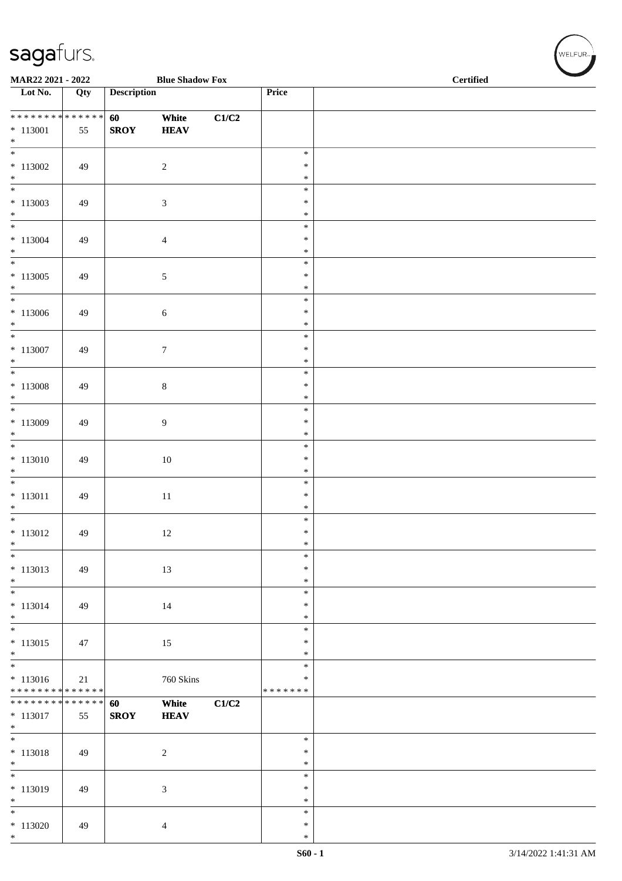| Lot No. | Qty | Description | | | Price | |
|---|---|---|---|---|---|---|
| * * * * * * * * * * * * * * | | 60 | White | C1/C2 | | |
| * 113001 | 55 | SROY | HEAV | | | |
| * | | | | | | |
| * 113002 | 49 | | 2 | | * * * | |
| * 113003 | 49 | | 3 | | * * * | |
| * 113004 | 49 | | 4 | | * * * | |
| * 113005 | 49 | | 5 | | * * * | |
| * 113006 | 49 | | 6 | | * * * | |
| * 113007 | 49 | | 7 | | * * * | |
| * 113008 | 49 | | 8 | | * * * | |
| * 113009 | 49 | | 9 | | * * * | |
| * 113010 | 49 | | 10 | | * * * | |
| * 113011 | 49 | | 11 | | * * * | |
| * 113012 | 49 | | 12 | | * * * | |
| * 113013 | 49 | | 13 | | * * * | |
| * 113014 | 49 | | 14 | | * * * | |
| * 113015 | 47 | | 15 | | * * * | |
| * 113016 | 21 | | 760 Skins | | * * | |
| * * * * * * * * * * * * * * | | | | | * * * * * * * | |
| * * * * * * * * * * * * * * | | 60 | White | C1/C2 | | |
| * 113017 | 55 | SROY | HEAV | | | |
| * | | | | | | |
| * 113018 | 49 | | 2 | | * * * | |
| * 113019 | 49 | | 3 | | * * * | |
| * 113020 | 49 | | 4 | | * * * | |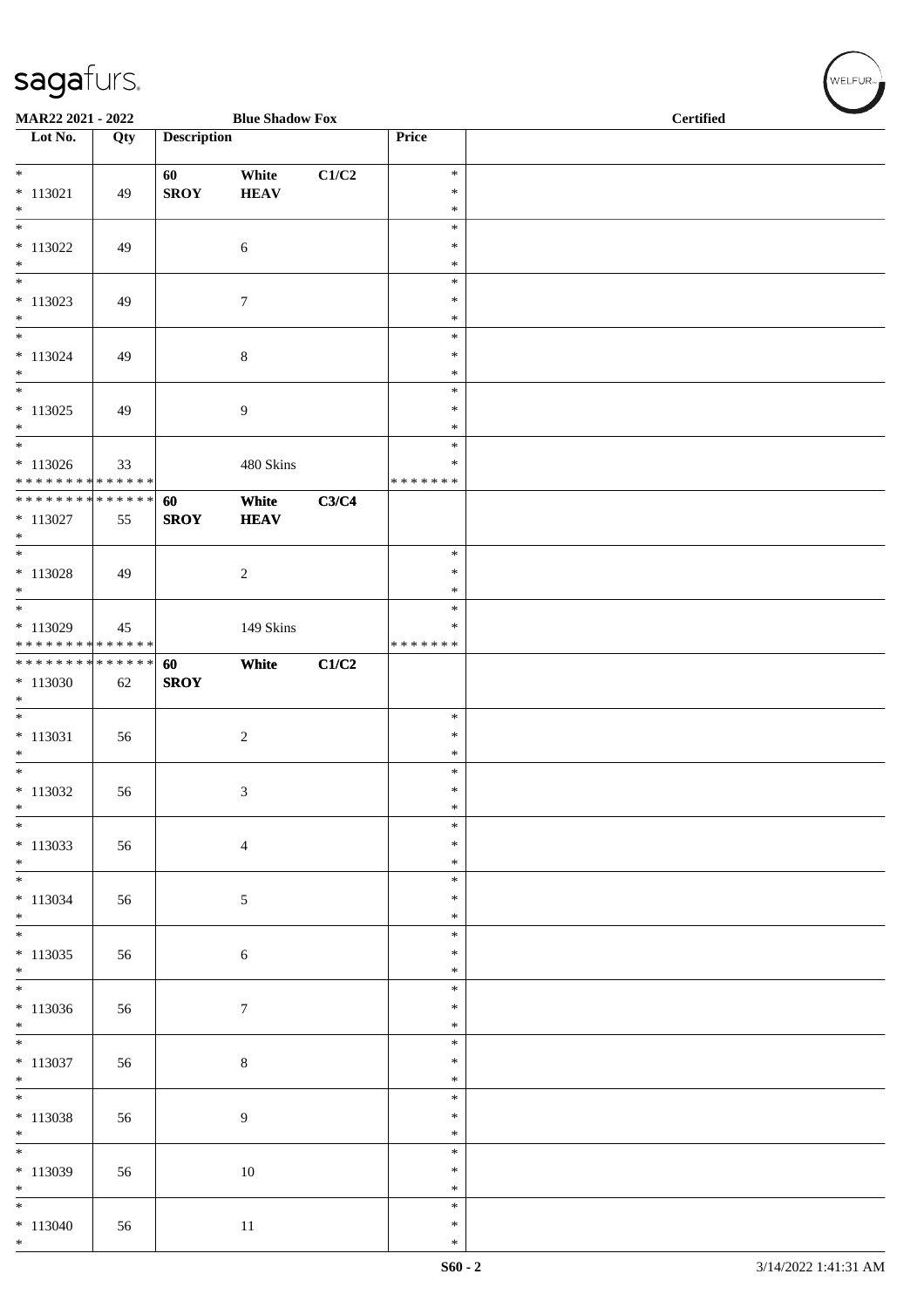**MAR22 2021 - 2022** **Blue Shadow Fox** **Certified**

| Lot No. | Qty | Description | | | Price | |
|---|---|---|---|---|---|---|
| * | | 60 | White | C1/C2 | * | |
| * 113021 | 49 | SROY | HEAV | | * | |
| * | | | | | * | |
| * | | | | | * | |
| * 113022 | 49 | | 6 | | * | |
| * | | | | | * | |
| * | | | | | * | |
| * 113023 | 49 | | 7 | | * | |
| * | | | | | * | |
| * | | | | | * | |
| * 113024 | 49 | | 8 | | * | |
| * | | | | | * | |
| * | | | | | * | |
| * 113025 | 49 | | 9 | | * | |
| * | | | | | * | |
| * | | | | | * | |
| * 113026 | 33 | | 480 Skins | | * | |
| * * * * * * * * * * * * * * | | | | | * * * * * * * | |
| * * * * * * * * * * * * * * | | **60** | **White** | **C3/C4** | | |
| * 113027 | 55 | **SROY** | **HEAV** | | | |
| * | | | | | | |
| * | | | | | * | |
| * 113028 | 49 | | 2 | | * | |
| * | | | | | * | |
| * | | | | | * | |
| * 113029 | 45 | | 149 Skins | | * | |
| * * * * * * * * * * * * * * | | | | | * * * * * * * | |
| * * * * * * * * * * * * * * | | **60** | **White** | **C1/C2** | | |
| * 113030 | 62 | **SROY** | | | | |
| * | | | | | | |
| * | | | | | * | |
| * 113031 | 56 | | 2 | | * | |
| * | | | | | * | |
| * | | | | | * | |
| * 113032 | 56 | | 3 | | * | |
| * | | | | | * | |
| * | | | | | * | |
| * 113033 | 56 | | 4 | | * | |
| * | | | | | * | |
| * | | | | | * | |
| * 113034 | 56 | | 5 | | * | |
| * | | | | | * | |
| * | | | | | * | |
| * 113035 | 56 | | 6 | | * | |
| * | | | | | * | |
| * | | | | | * | |
| * 113036 | 56 | | 7 | | * | |
| * | | | | | * | |
| * | | | | | * | |
| * 113037 | 56 | | 8 | | * | |
| * | | | | | * | |
| * | | | | | * | |
| * 113038 | 56 | | 9 | | * | |
| * | | | | | * | |
| * | | | | | * | |
| * 113039 | 56 | | 10 | | * | |
| * | | | | | * | |
| * | | | | | * | |
| * 113040 | 56 | | 11 | | * | |
| * | | | | | * | |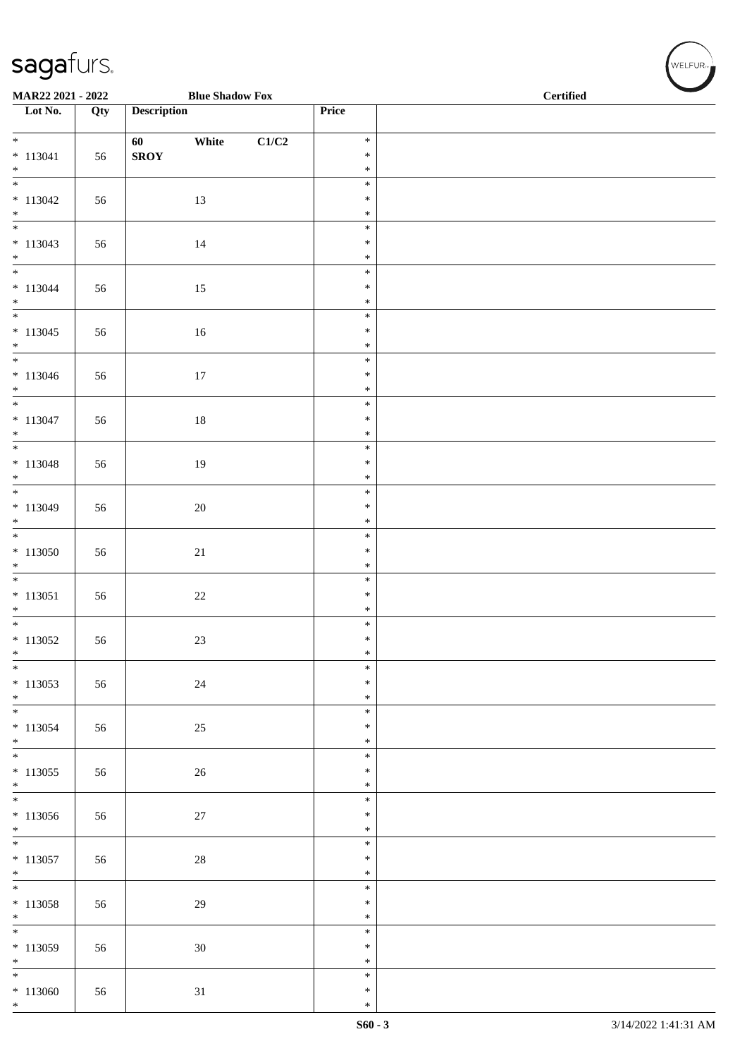**MAR22 2021 - 2022** **Blue Shadow Fox** **Certified**

| Lot No. | Qty | Description | Price | |
|---|---|---|---|---|
| * 113041 * | 56 | **60 White C1/C2 SROY** | * * * | |
| * 113042 * | 56 | 13 | * * * | |
| * 113043 * | 56 | 14 | * * * | |
| * 113044 * | 56 | 15 | * * * | |
| * 113045 * | 56 | 16 | * * * | |
| * 113046 * | 56 | 17 | * * * | |
| * 113047 * | 56 | 18 | * * * | |
| * 113048 * | 56 | 19 | * * * | |
| * 113049 * | 56 | 20 | * * * | |
| * 113050 * | 56 | 21 | * * * | |
| * 113051 * | 56 | 22 | * * * | |
| * 113052 * | 56 | 23 | * * * | |
| * 113053 * | 56 | 24 | * * * | |
| * 113054 * | 56 | 25 | * * * | |
| * 113055 * | 56 | 26 | * * * | |
| * 113056 * | 56 | 27 | * * * | |
| * 113057 * | 56 | 28 | * * * | |
| * 113058 * | 56 | 29 | * * * | |
| * 113059 * | 56 | 30 | * * * | |
| * 113060 * | 56 | 31 | * * * | |

S60 - 3 3/14/2022 1:41:31 AM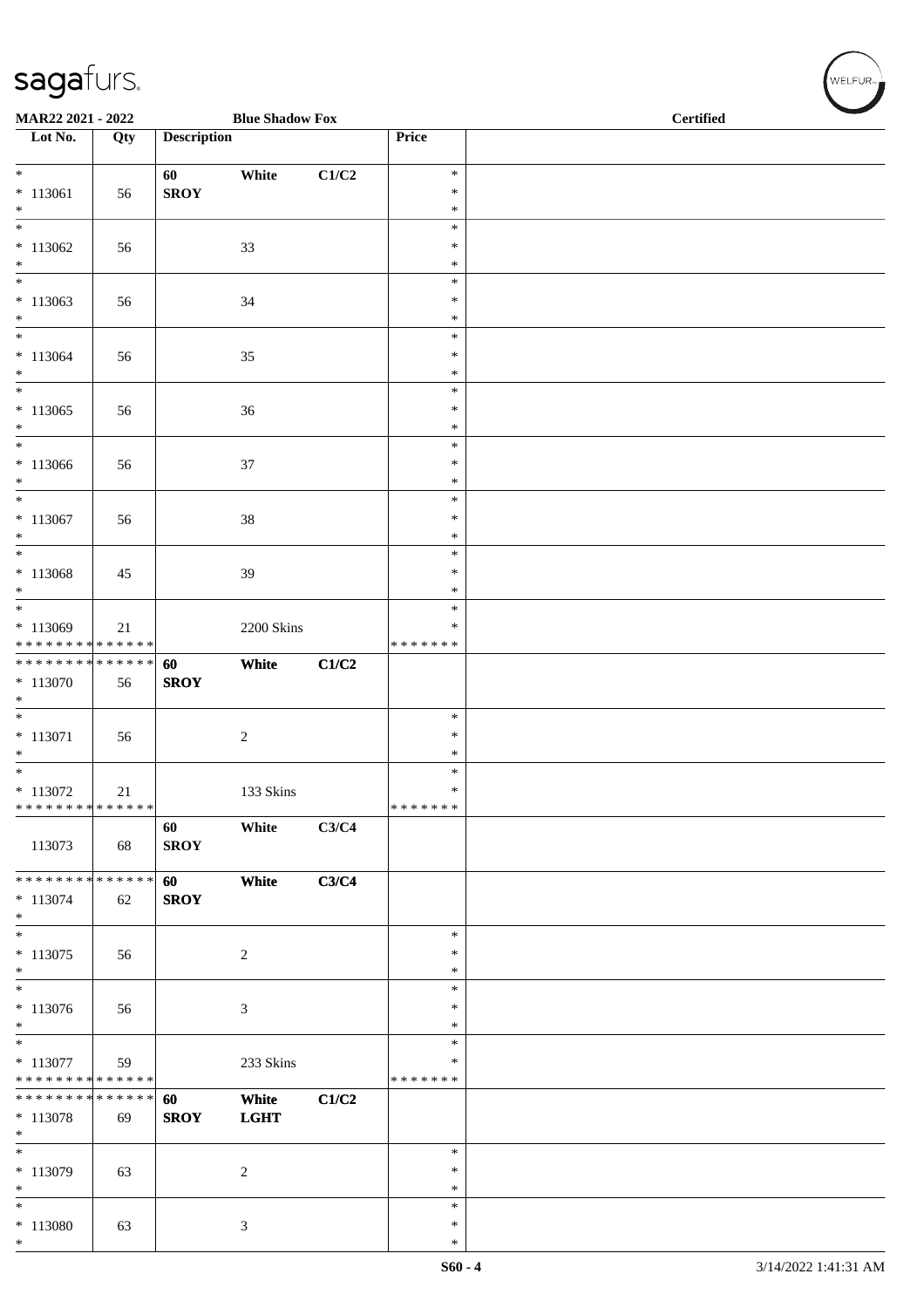| Lot No. | Qty | Description | | | Price | |
|---|---|---|---|---|---|---|
| * | | 60 | White | C1/C2 | * | |
| * 113061 | 56 | SROY | | | * | |
| * | | | | | * | |
| * | | | | | * | |
| * 113062 | 56 | | 33 | | * | |
| * | | | | | * | |
| * | | | | | * | |
| * 113063 | 56 | | 34 | | * | |
| * | | | | | * | |
| * | | | | | * | |
| * 113064 | 56 | | 35 | | * | |
| * | | | | | * | |
| * | | | | | * | |
| * 113065 | 56 | | 36 | | * | |
| * | | | | | * | |
| * | | | | | * | |
| * 113066 | 56 | | 37 | | * | |
| * | | | | | * | |
| * | | | | | * | |
| * 113067 | 56 | | 38 | | * | |
| * | | | | | * | |
| * | | | | | * | |
| * 113068 | 45 | | 39 | | * | |
| * | | | | | * | |
| * | | | | | * | |
| * 113069 | 21 | | 2200 Skins | | * | |
| * * * * * * * * * * * * * * | | | | | * * * * * * * | |
| * * * * * * * * * * * * * * | | 60 | White | C1/C2 | | |
| * 113070 | 56 | SROY | | | | |
| * | | | | | | |
| * | | | | | * | |
| * 113071 | 56 | | 2 | | * | |
| * | | | | | * | |
| * | | | | | * | |
| * 113072 | 21 | | 133 Skins | | * | |
| * * * * * * * * * * * * * * | | | | | * * * * * * * | |
| | | 60 | White | C3/C4 | | |
| 113073 | 68 | SROY | | | | |
| * * * * * * * * * * * * * * | | 60 | White | C3/C4 | | |
| * 113074 | 62 | SROY | | | | |
| * | | | | | | |
| * | | | | | * | |
| * 113075 | 56 | | 2 | | * | |
| * | | | | | * | |
| * | | | | | * | |
| * 113076 | 56 | | 3 | | * | |
| * | | | | | * | |
| * | | | | | * | |
| * 113077 | 59 | | 233 Skins | | * | |
| * * * * * * * * * * * * * * | | | | | * * * * * * * | |
| * * * * * * * * * * * * * * | | 60 | White | C1/C2 | | |
| * 113078 | 69 | SROY | LGHT | | | |
| * | | | | | | |
| * | | | | | * | |
| * 113079 | 63 | | 2 | | * | |
| * | | | | | * | |
| * | | | | | * | |
| * 113080 | 63 | | 3 | | * | |
| * | | | | | * | |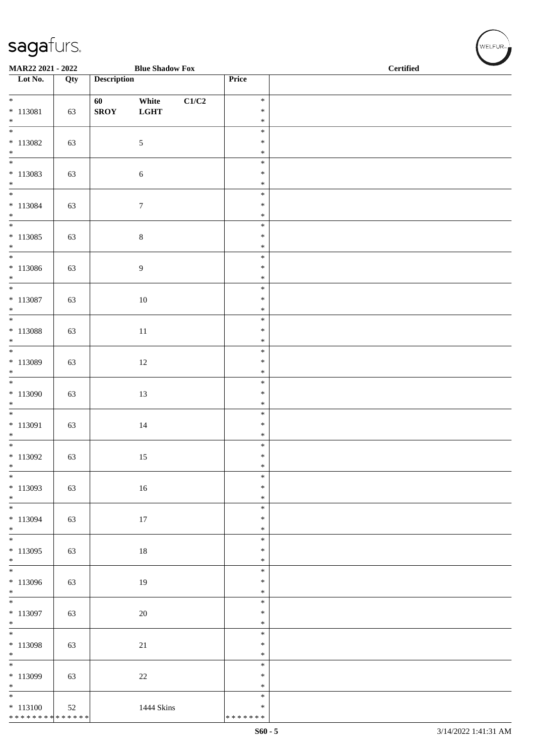sagafurs.

MAR22 2021 - 2022 Blue Shadow Fox Certified

| Lot No. | Qty | Description | Price |  |
|---|---|---|---|---|
| * 113081 * | 63 | 60 White C1/C2 SROY LGHT | * * * |  |
| * 113082 * | 63 | 5 | * * * |  |
| * 113083 * | 63 | 6 | * * * |  |
| * 113084 * | 63 | 7 | * * * |  |
| * 113085 * | 63 | 8 | * * * |  |
| * 113086 * | 63 | 9 | * * * |  |
| * 113087 * | 63 | 10 | * * * |  |
| * 113088 * | 63 | 11 | * * * |  |
| * 113089 * | 63 | 12 | * * * |  |
| * 113090 * | 63 | 13 | * * * |  |
| * 113091 * | 63 | 14 | * * * |  |
| * 113092 * | 63 | 15 | * * * |  |
| * 113093 * | 63 | 16 | * * * |  |
| * 113094 * | 63 | 17 | * * * |  |
| * 113095 * | 63 | 18 | * * * |  |
| * 113096 * | 63 | 19 | * * * |  |
| * 113097 * | 63 | 20 | * * * |  |
| * 113098 * | 63 | 21 | * * * |  |
| * 113099 * | 63 | 22 | * * * |  |
| * 113100 * * * * * * * * * * * * * * | 52 | 1444 Skins | * * * * * * * * * |  |

S60 - 5 3/14/2022 1:41:31 AM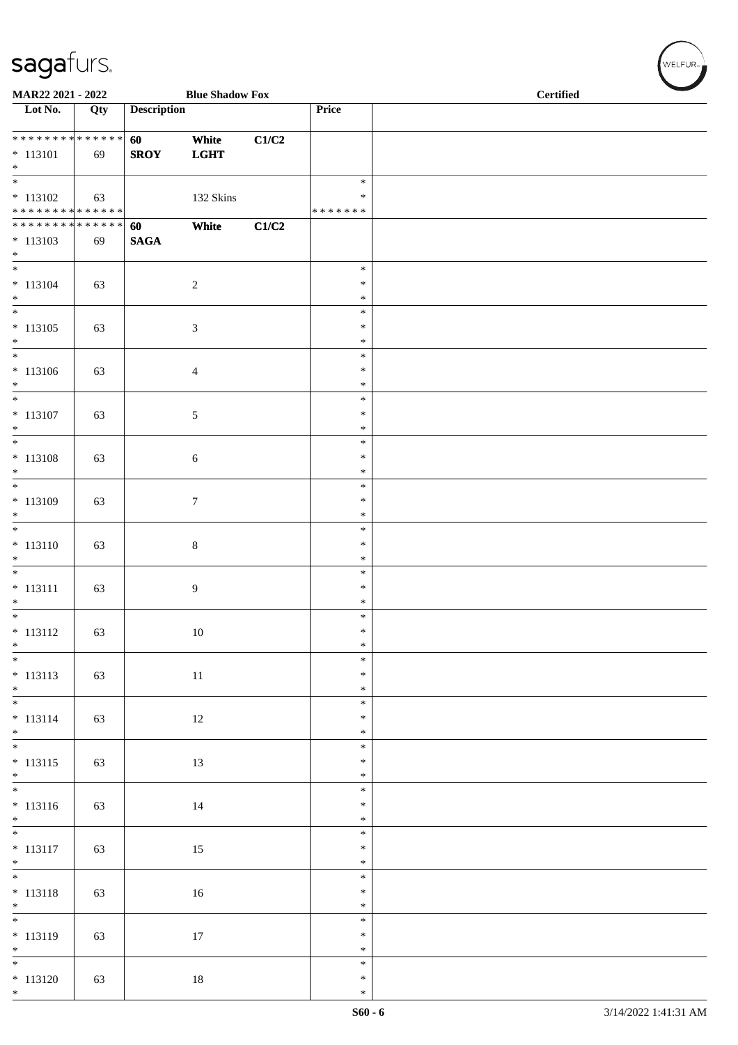MAR22 2021 - 2022 Blue Shadow Fox Certified

| Lot No. | Qty | Description | | | Price | |
|---|---|---|---|---|---|---|
| * * * * * * * * * * * * * * | | 60 | White | C1/C2 | | |
| * 113101 | 69 | SROY | LGHT | | | |
| * | | | | | | |
| * | | | | | * | |
| * 113102 | 63 | | 132 Skins | | * | |
| * * * * * * * * * * * * * * | | | | | * * * * * * * | |
| * * * * * * * * * * * * * * | | 60 | White | C1/C2 | | |
| * 113103 | 69 | SAGA | | | | |
| * | | | | | | |
| * 113104 | 63 | | 2 | | * * * | |
| * 113105 | 63 | | 3 | | * * * | |
| * 113106 | 63 | | 4 | | * * * | |
| * 113107 | 63 | | 5 | | * * * | |
| * 113108 | 63 | | 6 | | * * * | |
| * 113109 | 63 | | 7 | | * * * | |
| * 113110 | 63 | | 8 | | * * * | |
| * 113111 | 63 | | 9 | | * * * | |
| * 113112 | 63 | | 10 | | * * * | |
| * 113113 | 63 | | 11 | | * * * | |
| * 113114 | 63 | | 12 | | * * * | |
| * 113115 | 63 | | 13 | | * * * | |
| * 113116 | 63 | | 14 | | * * * | |
| * 113117 | 63 | | 15 | | * * * | |
| * 113118 | 63 | | 16 | | * * * | |
| * 113119 | 63 | | 17 | | * * * | |
| * 113120 | 63 | | 18 | | * * * | |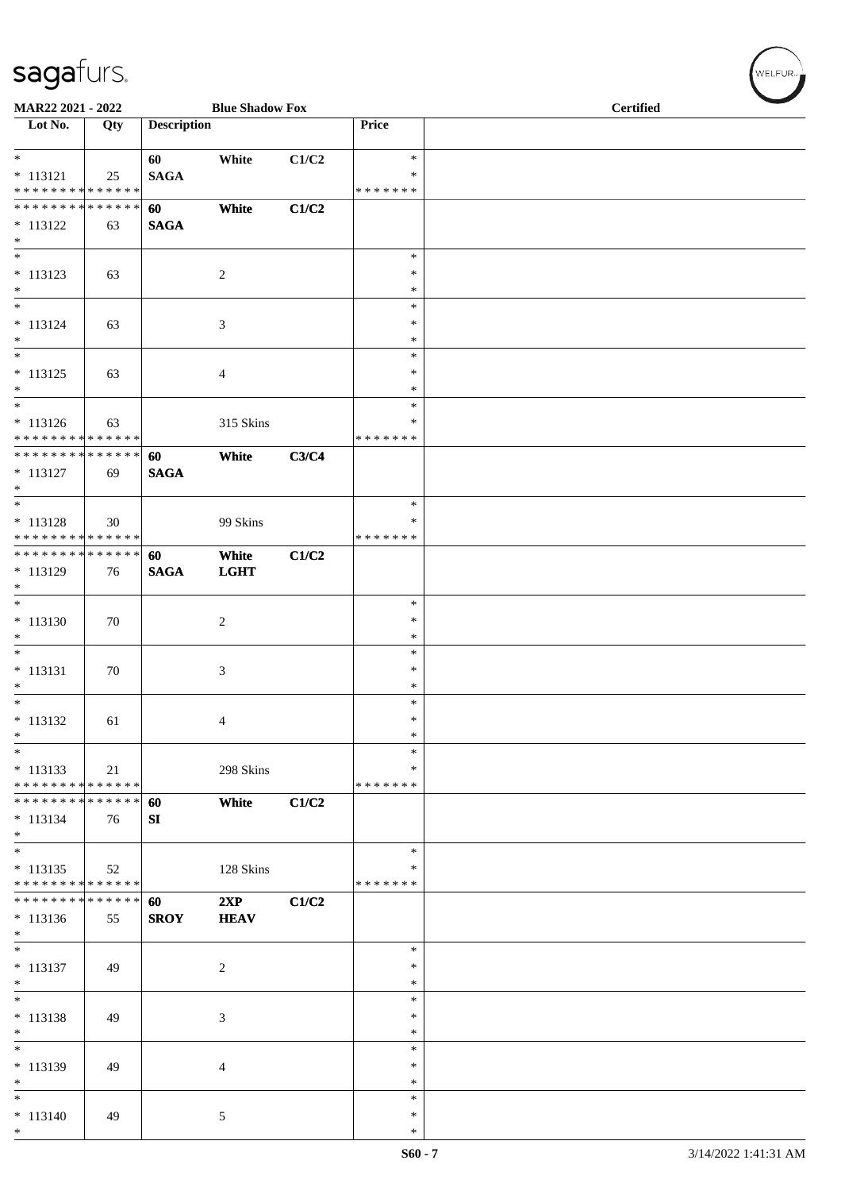MAR22 2021 - 2022 Blue Shadow Fox Certified

| Lot No. | Qty | Description | | | Price | |
|---|---|---|---|---|---|---|
| * 113121 | 25 | 60 SAGA | White | C1/C2 | * * ******* | |
| ************** * 113122 | 63 | 60 SAGA | White | C1/C2 | | |
| * 113123 | 63 | | 2 | | * * * | |
| * 113124 | 63 | | 3 | | * * * | |
| * 113125 | 63 | | 4 | | * * * | |
| * 113126 | 63 | | 315 Skins | | * * ******* | |
| ************** * 113127 | 69 | 60 SAGA | White | C3/C4 | | |
| * 113128 | 30 | | 99 Skins | | * * ******* | |
| ************** * 113129 | 76 | 60 SAGA | White LGHT | C1/C2 | | |
| * 113130 | 70 | | 2 | | * * * | |
| * 113131 | 70 | | 3 | | * * * | |
| * 113132 | 61 | | 4 | | * * * | |
| * 113133 | 21 | | 298 Skins | | * * ******* | |
| ************** * 113134 | 76 | 60 SI | White | C1/C2 | | |
| * 113135 | 52 | | 128 Skins | | * * ******* | |
| ************** * 113136 | 55 | 60 SROY | 2XP HEAV | C1/C2 | | |
| * 113137 | 49 | | 2 | | * * * | |
| * 113138 | 49 | | 3 | | * * * | |
| * 113139 | 49 | | 4 | | * * * | |
| * 113140 | 49 | | 5 | | * * * | |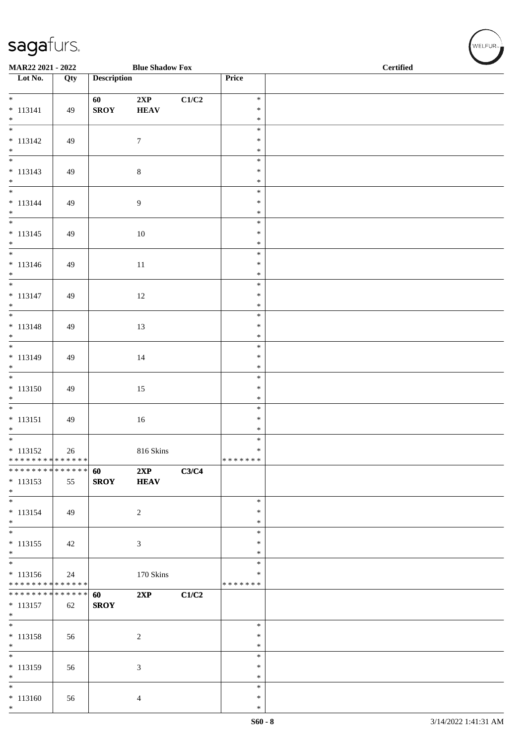MAR22 2021 - 2022 Blue Shadow Fox Certified

| Lot No. | Qty | Description | | | Price | |
|---|---|---|---|---|---|---|
| * 113141 * | 49 | 60 SROY | 2XP HEAV | C1/C2 | * * * | |
| * 113142 * | 49 | | 7 | | * * * | |
| * 113143 * | 49 | | 8 | | * * * | |
| * 113144 * | 49 | | 9 | | * * * | |
| * 113145 * | 49 | | 10 | | * * * | |
| * 113146 * | 49 | | 11 | | * * * | |
| * 113147 * | 49 | | 12 | | * * * | |
| * 113148 * | 49 | | 13 | | * * * | |
| * 113149 * | 49 | | 14 | | * * * | |
| * 113150 * | 49 | | 15 | | * * * | |
| * 113151 * | 49 | | 16 | | * * * | |
| * 113152 * * * * * * * * * * * * * * | 26 | | 816 Skins | | * * * * * * * * | |
| * * * * * * * * * * * * * * 113153 * | 55 | 60 SROY | 2XP HEAV | C3/C4 | | |
| * 113154 * | 49 | | 2 | | * * * | |
| * 113155 * | 42 | | 3 | | * * * | |
| * 113156 * * * * * * * * * * * * * * | 24 | | 170 Skins | | * * * * * * * * | |
| * * * * * * * * * * * * * * 113157 * | 62 | 60 SROY | 2XP | C1/C2 | | |
| * 113158 * | 56 | | 2 | | * * * | |
| * 113159 * | 56 | | 3 | | * * * | |
| * 113160 * | 56 | | 4 | | * * * | |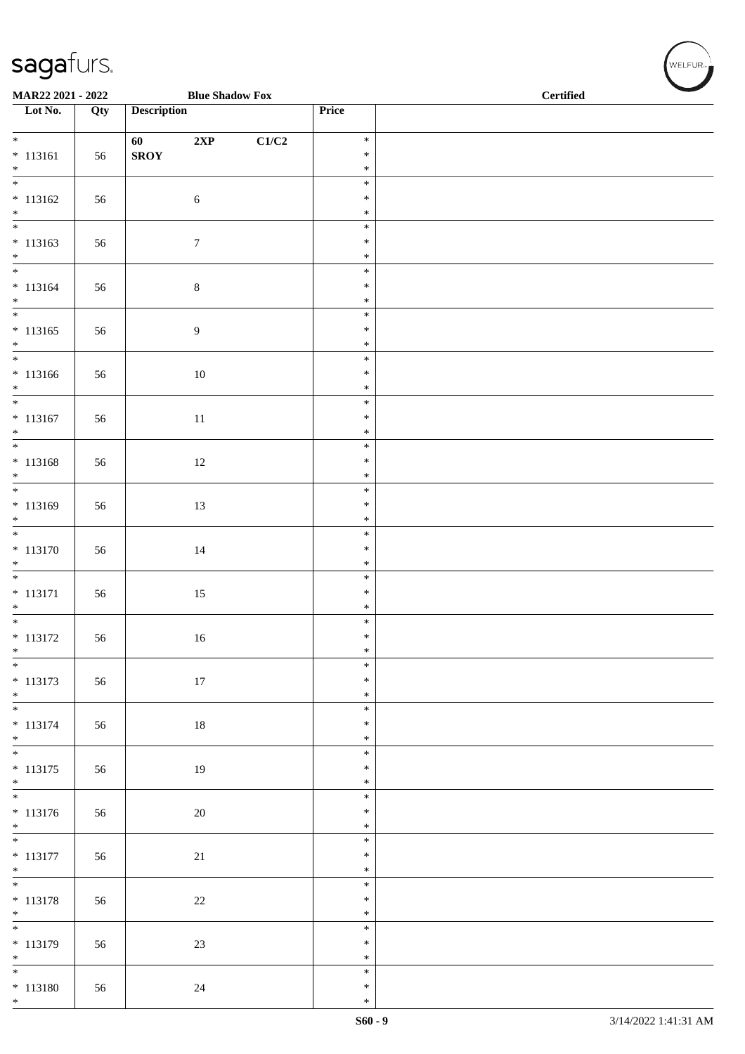MAR22 2021 - 2022 — Blue Shadow Fox — Certified

| Lot No. | Qty | Description | | | Price | |
|---|---|---|---|---|---|---|
| * 113161 * | 56 | 60 SROY | 2XP | C1/C2 | * * * | |
| * 113162 * | 56 | | 6 | | * * * | |
| * 113163 * | 56 | | 7 | | * * * | |
| * 113164 * | 56 | | 8 | | * * * | |
| * 113165 * | 56 | | 9 | | * * * | |
| * 113166 * | 56 | | 10 | | * * * | |
| * 113167 * | 56 | | 11 | | * * * | |
| * 113168 * | 56 | | 12 | | * * * | |
| * 113169 * | 56 | | 13 | | * * * | |
| * 113170 * | 56 | | 14 | | * * * | |
| * 113171 * | 56 | | 15 | | * * * | |
| * 113172 * | 56 | | 16 | | * * * | |
| * 113173 * | 56 | | 17 | | * * * | |
| * 113174 * | 56 | | 18 | | * * * | |
| * 113175 * | 56 | | 19 | | * * * | |
| * 113176 * | 56 | | 20 | | * * * | |
| * 113177 * | 56 | | 21 | | * * * | |
| * 113178 * | 56 | | 22 | | * * * | |
| * 113179 * | 56 | | 23 | | * * * | |
| * 113180 * | 56 | | 24 | | * * * | |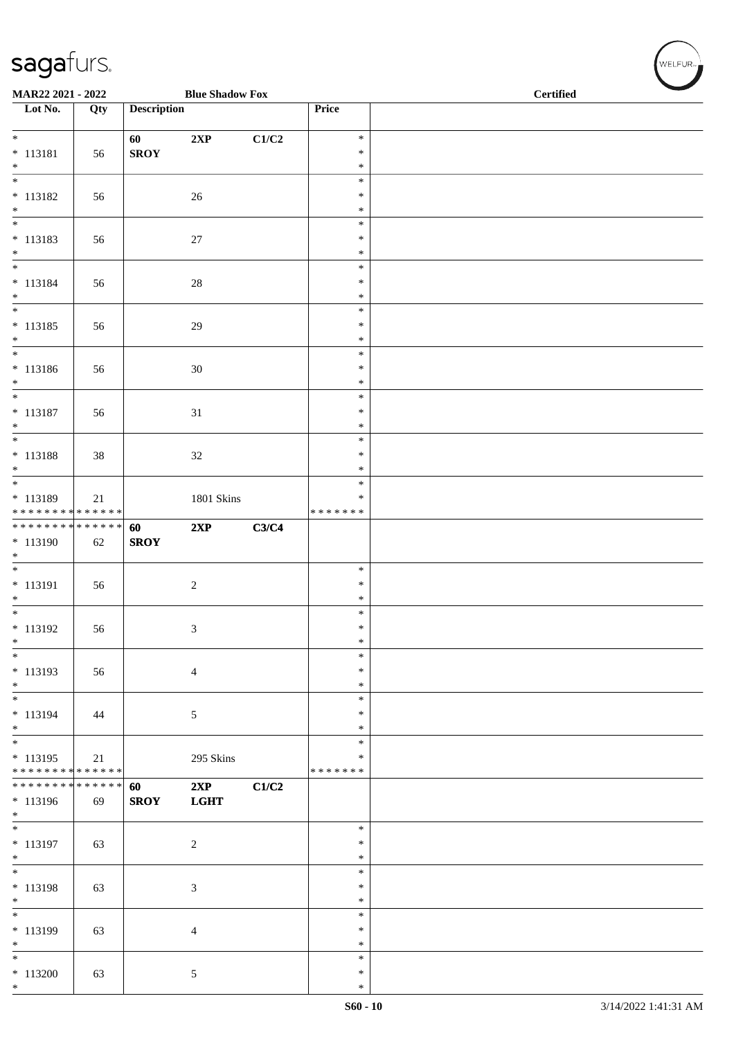MAR22 2021 - 2022 Blue Shadow Fox Certified

| Lot No. | Qty | Description | | | Price | |
|---|---|---|---|---|---|---|
| * 113181 * | 56 | 60 SROY | 2XP | C1/C2 | * * * | |
| * 113182 * | 56 | | 26 | | * * * | |
| * 113183 * | 56 | | 27 | | * * * | |
| * 113184 * | 56 | | 28 | | * * * | |
| * 113185 * | 56 | | 29 | | * * * | |
| * 113186 * | 56 | | 30 | | * * * | |
| * 113187 * | 56 | | 31 | | * * * | |
| * 113188 * | 38 | | 32 | | * * * | |
| * 113189 * * * * * * * * * * * * * * | 21 | | 1801 Skins | | * * * * * * * * * | |
| * * * * * * * * * * * * * * 113190 * | 62 | 60 SROY | 2XP | C3/C4 | | |
| * 113191 * | 56 | | 2 | | * * * | |
| * 113192 * | 56 | | 3 | | * * * | |
| * 113193 * | 56 | | 4 | | * * * | |
| * 113194 * | 44 | | 5 | | * * * | |
| * 113195 * * * * * * * * * * * * * * | 21 | | 295 Skins | | * * * * * * * * * | |
| * * * * * * * * * * * * * * 113196 * | 69 | 60 SROY | 2XP LGHT | C1/C2 | | |
| * 113197 * | 63 | | 2 | | * * * | |
| * 113198 * | 63 | | 3 | | * * * | |
| * 113199 * | 63 | | 4 | | * * * | |
| * 113200 * | 63 | | 5 | | * * * | |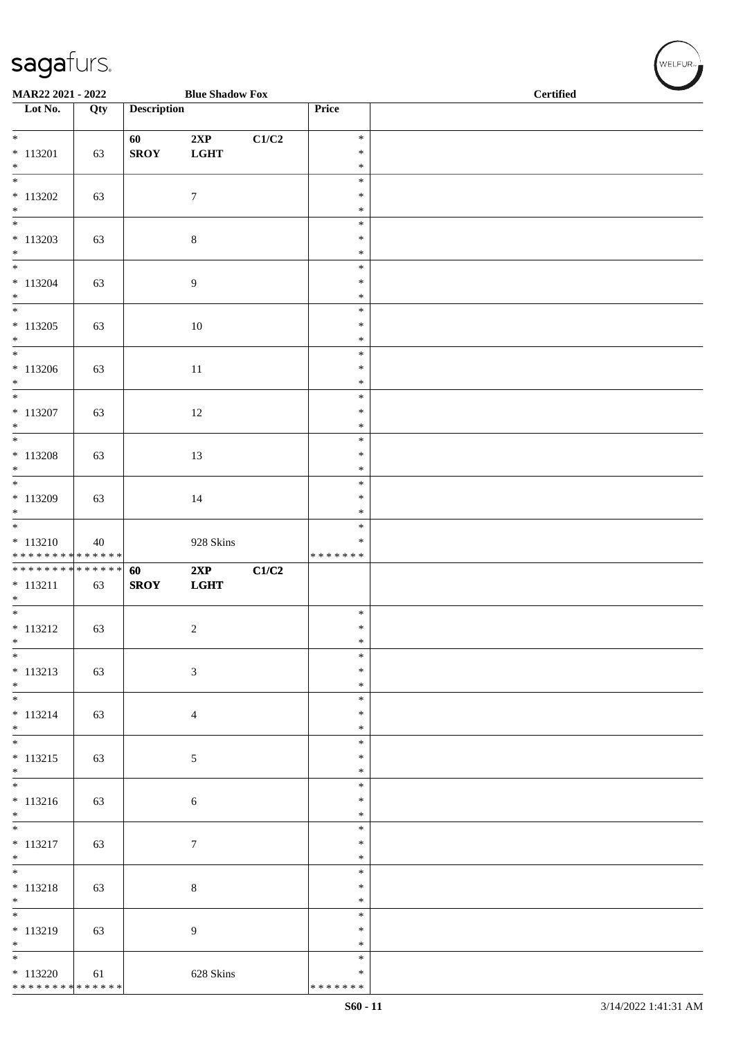MAR22 2021 - 2022 | Blue Shadow Fox | Certified

| Lot No. | Qty | Description | | | Price | |
|---|---|---|---|---|---|---|
| * <br>* 113201<br>* | 63 | 60<br>SROY | 2XP<br>LGHT | C1/C2 | *<br>*<br>* | |
| * <br>* 113202<br>* | 63 | | 7 | | *<br>*<br>* | |
| * <br>* 113203<br>* | 63 | | 8 | | *<br>*<br>* | |
| * <br>* 113204<br>* | 63 | | 9 | | *<br>*<br>* | |
| * <br>* 113205<br>* | 63 | | 10 | | *<br>*<br>* | |
| * <br>* 113206<br>* | 63 | | 11 | | *<br>*<br>* | |
| * <br>* 113207<br>* | 63 | | 12 | | *<br>*<br>* | |
| * <br>* 113208<br>* | 63 | | 13 | | *<br>*<br>* | |
| * <br>* 113209<br>* | 63 | | 14 | | *<br>*<br>* | |
| * <br>* 113210<br>* * * * * * * * * * * * * * | 40 | | 928 Skins | | *<br>*<br>* * * * * * * | |
| * * * * * * * * * * * * * *<br>* 113211<br>* | 63 | 60<br>SROY | 2XP<br>LGHT | C1/C2 | | |
| * <br>* 113212<br>* | 63 | | 2 | | *<br>*<br>* | |
| * <br>* 113213<br>* | 63 | | 3 | | *<br>*<br>* | |
| * <br>* 113214<br>* | 63 | | 4 | | *<br>*<br>* | |
| * <br>* 113215<br>* | 63 | | 5 | | *<br>*<br>* | |
| * <br>* 113216<br>* | 63 | | 6 | | *<br>*<br>* | |
| * <br>* 113217<br>* | 63 | | 7 | | *<br>*<br>* | |
| * <br>* 113218<br>* | 63 | | 8 | | *<br>*<br>* | |
| * <br>* 113219<br>* | 63 | | 9 | | *<br>*<br>* | |
| * <br>* 113220<br>* * * * * * * * * * * * * * | 61 | | 628 Skins | | *<br>*<br>* * * * * * * | |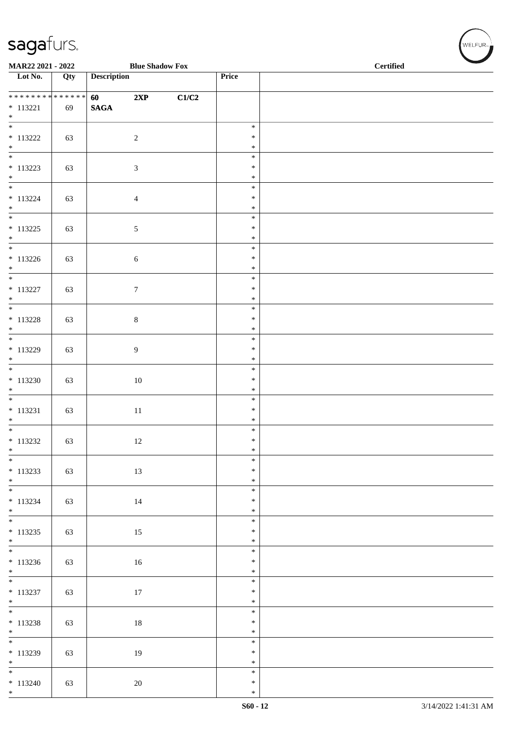MAR22 2021 - 2022 | Blue Shadow Fox | Certified

| Lot No. | Qty | Description | | | Price | |
|---|---|---|---|---|---|---|
| * * * * * * * * * * * * * * | 60 | 2XP | | C1/C2 | | |
| * 113221 | 69 | SAGA | | | | |
| * 113222 | 63 | | 2 | | * | |
| * 113223 | 63 | | 3 | | * | |
| * 113224 | 63 | | 4 | | * | |
| * 113225 | 63 | | 5 | | * | |
| * 113226 | 63 | | 6 | | * | |
| * 113227 | 63 | | 7 | | * | |
| * 113228 | 63 | | 8 | | * | |
| * 113229 | 63 | | 9 | | * | |
| * 113230 | 63 | | 10 | | * | |
| * 113231 | 63 | | 11 | | * | |
| * 113232 | 63 | | 12 | | * | |
| * 113233 | 63 | | 13 | | * | |
| * 113234 | 63 | | 14 | | * | |
| * 113235 | 63 | | 15 | | * | |
| * 113236 | 63 | | 16 | | * | |
| * 113237 | 63 | | 17 | | * | |
| * 113238 | 63 | | 18 | | * | |
| * 113239 | 63 | | 19 | | * | |
| * 113240 | 63 | | 20 | | * | |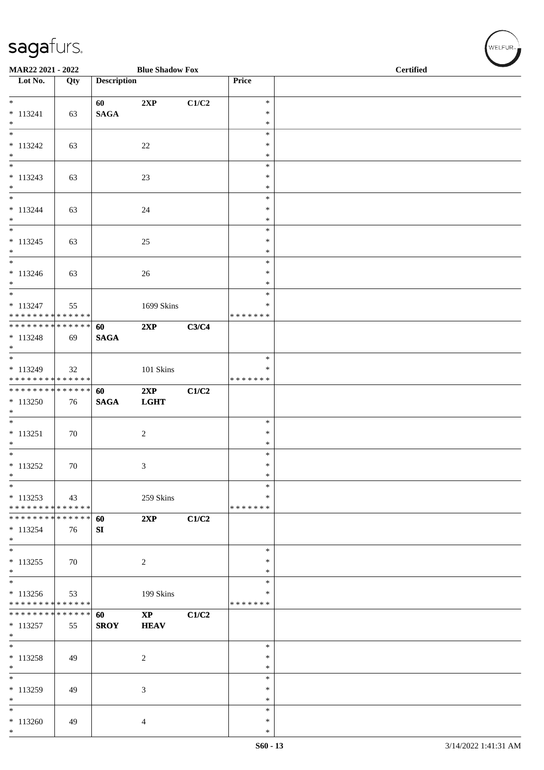MAR22 2021 - 2022 | Blue Shadow Fox | Certified

| Lot No. | Qty | Description | | | Price | |
|---|---|---|---|---|---|---|
| * 113241 * | 63 | 60 SAGA | 2XP | C1/C2 | * * * | |
| * 113242 * | 63 | | 22 | | * * * | |
| * 113243 * | 63 | | 23 | | * * * | |
| * 113244 * | 63 | | 24 | | * * * | |
| * 113245 * | 63 | | 25 | | * * * | |
| * 113246 * | 63 | | 26 | | * * * | |
| * 113247 * * * * * * * * * * * * * * | 55 | | 1699 Skins | | * * * * * * * * * | |
| * * * * * * * * * * * * * * 113248 * | 69 | 60 SAGA | 2XP | C3/C4 | | |
| * 113249 * * * * * * * * * * * * * * | 32 | | 101 Skins | | * * * * * * * * * | |
| * * * * * * * * * * * * * * 113250 * | 76 | 60 SAGA | 2XP LGHT | C1/C2 | | |
| * 113251 * | 70 | | 2 | | * * * | |
| * 113252 * | 70 | | 3 | | * * * | |
| * 113253 * * * * * * * * * * * * * * | 43 | | 259 Skins | | * * * * * * * * * | |
| * * * * * * * * * * * * * * 113254 * | 76 | 60 SI | 2XP | C1/C2 | | |
| * 113255 * | 70 | | 2 | | * * * | |
| * 113256 * * * * * * * * * * * * * * | 53 | | 199 Skins | | * * * * * * * * * | |
| * * * * * * * * * * * * * * 113257 * | 55 | 60 SROY | XP HEAV | C1/C2 | | |
| * 113258 * | 49 | | 2 | | * * * | |
| * 113259 * | 49 | | 3 | | * * * | |
| * 113260 * | 49 | | 4 | | * * * | |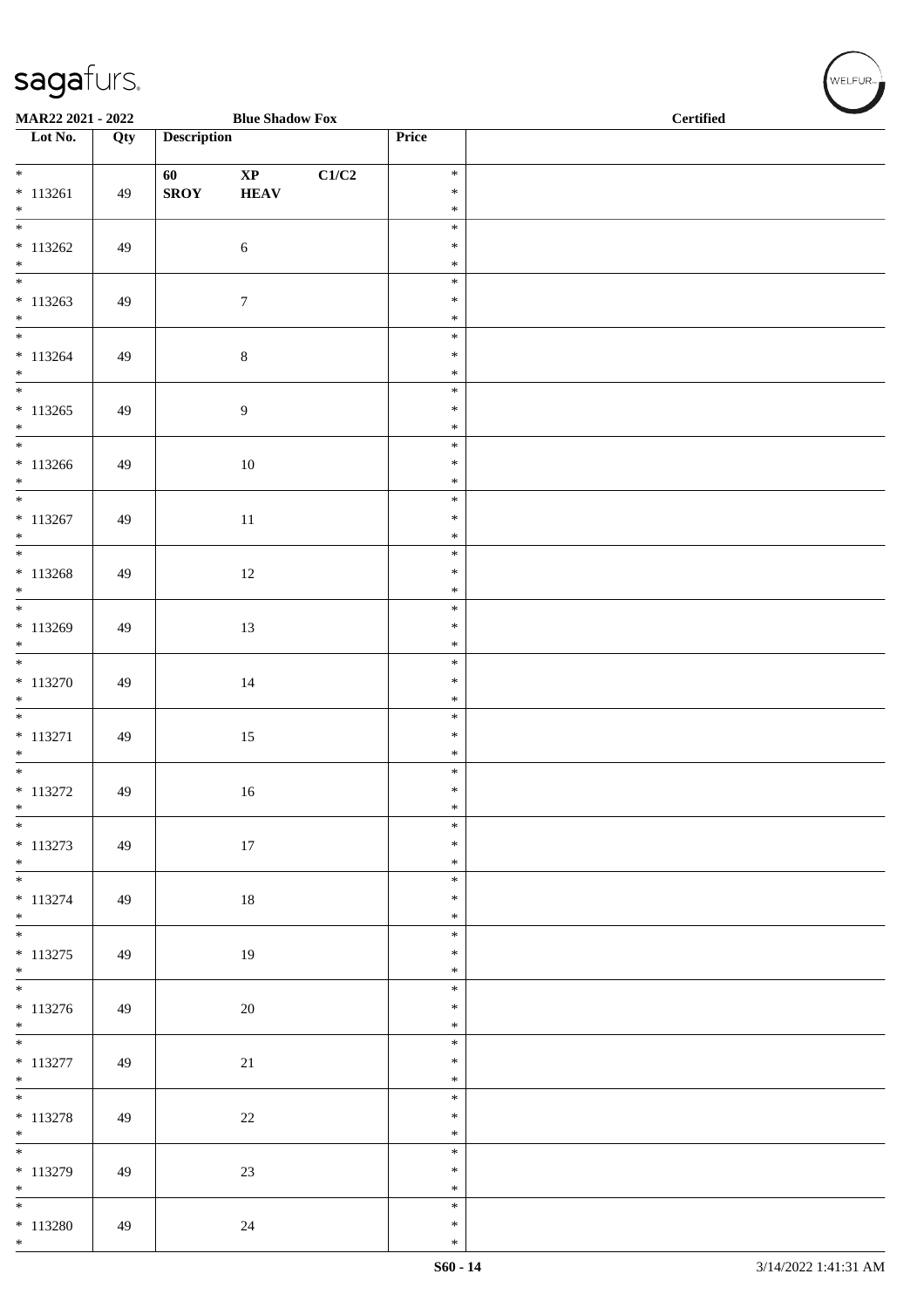MAR22 2021 - 2022 Blue Shadow Fox Certified

| Lot No. | Qty | Description | | | Price | |
|---|---|---|---|---|---|---|
| * 113261 * | 49 | 60 SROY | XP HEAV | C1/C2 | * * * | |
| * 113262 * | 49 | | 6 | | * * * | |
| * 113263 * | 49 | | 7 | | * * * | |
| * 113264 * | 49 | | 8 | | * * * | |
| * 113265 * | 49 | | 9 | | * * * | |
| * 113266 * | 49 | | 10 | | * * * | |
| * 113267 * | 49 | | 11 | | * * * | |
| * 113268 * | 49 | | 12 | | * * * | |
| * 113269 * | 49 | | 13 | | * * * | |
| * 113270 * | 49 | | 14 | | * * * | |
| * 113271 * | 49 | | 15 | | * * * | |
| * 113272 * | 49 | | 16 | | * * * | |
| * 113273 * | 49 | | 17 | | * * * | |
| * 113274 * | 49 | | 18 | | * * * | |
| * 113275 * | 49 | | 19 | | * * * | |
| * 113276 * | 49 | | 20 | | * * * | |
| * 113277 * | 49 | | 21 | | * * * | |
| * 113278 * | 49 | | 22 | | * * * | |
| * 113279 * | 49 | | 23 | | * * * | |
| * 113280 * | 49 | | 24 | | * * * | |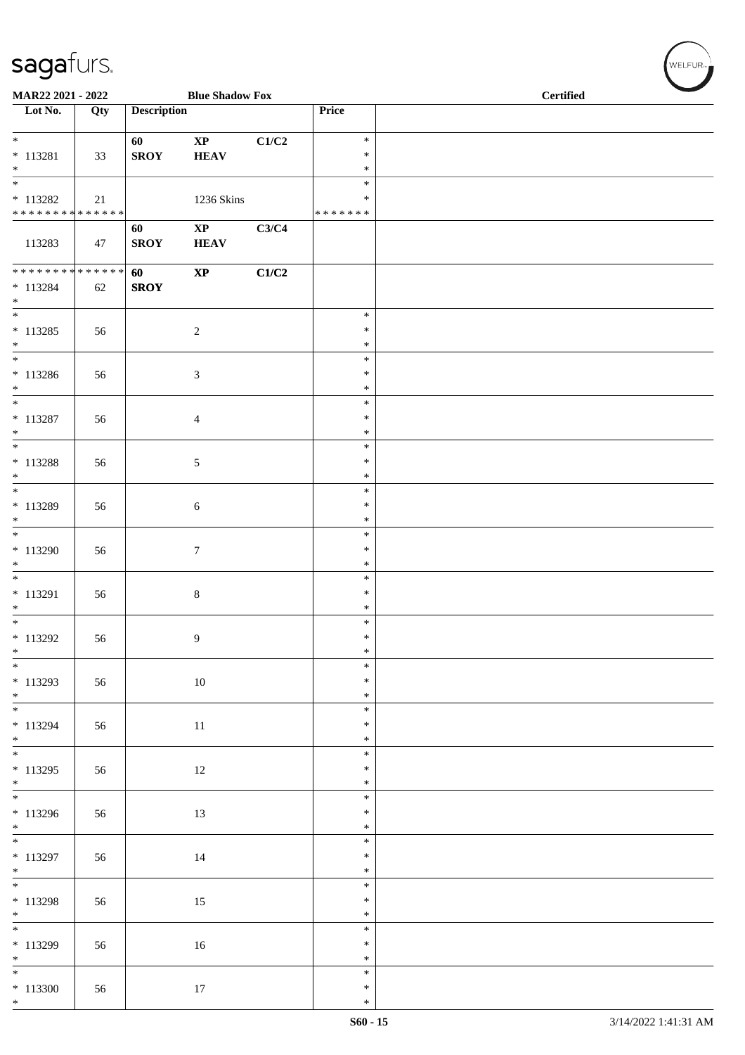sagafurs.

MAR22 2021 - 2022 — Blue Shadow Fox — Certified

| Lot No. | Qty | Description | | | Price | |
|---|---|---|---|---|---|---|
| * * 113281 * | 33 | 60 SROY | XP HEAV | C1/C2 | * * * | |
| * * 113282 * * * * * * * * * * * * * * | 21 | | 1236 Skins | | * * * * * * * * * * | |
| 113283 | 47 | 60 SROY | XP HEAV | C3/C4 | | |
| * * * * * * * * * * * * * * * 113284 * | 62 | 60 SROY | XP | C1/C2 | | |
| * * 113285 * | 56 | | 2 | | * * * | |
| * * 113286 * | 56 | | 3 | | * * * | |
| * * 113287 * | 56 | | 4 | | * * * | |
| * * 113288 * | 56 | | 5 | | * * * | |
| * * 113289 * | 56 | | 6 | | * * * | |
| * * 113290 * | 56 | | 7 | | * * * | |
| * * 113291 * | 56 | | 8 | | * * * | |
| * * 113292 * | 56 | | 9 | | * * * | |
| * * 113293 * | 56 | | 10 | | * * * | |
| * * 113294 * | 56 | | 11 | | * * * | |
| * * 113295 * | 56 | | 12 | | * * * | |
| * * 113296 * | 56 | | 13 | | * * * | |
| * * 113297 * | 56 | | 14 | | * * * | |
| * * 113298 * | 56 | | 15 | | * * * | |
| * * 113299 * | 56 | | 16 | | * * * | |
| * * 113300 * | 56 | | 17 | | * * * | |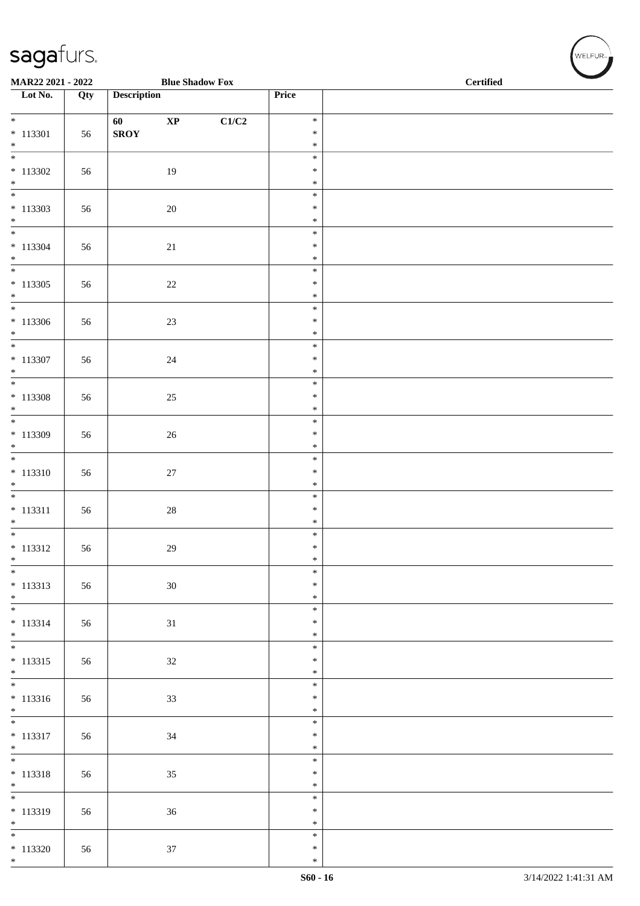sagafurs.

**MAR22 2021 - 2022** **Blue Shadow Fox** **Certified**

| Lot No. | Qty | Description | Price | |
|---|---|---|---|---|
| * <br>* 113301<br>* | 56 | **60 XP C1/C2**<br>**SROY** | *<br>*<br>* | |
| * <br>* 113302<br>* | 56 | 19 | *<br>*<br>* | |
| * <br>* 113303<br>* | 56 | 20 | *<br>*<br>* | |
| * <br>* 113304<br>* | 56 | 21 | *<br>*<br>* | |
| * <br>* 113305<br>* | 56 | 22 | *<br>*<br>* | |
| * <br>* 113306<br>* | 56 | 23 | *<br>*<br>* | |
| * <br>* 113307<br>* | 56 | 24 | *<br>*<br>* | |
| * <br>* 113308<br>* | 56 | 25 | *<br>*<br>* | |
| * <br>* 113309<br>* | 56 | 26 | *<br>*<br>* | |
| * <br>* 113310<br>* | 56 | 27 | *<br>*<br>* | |
| * <br>* 113311<br>* | 56 | 28 | *<br>*<br>* | |
| * <br>* 113312<br>* | 56 | 29 | *<br>*<br>* | |
| * <br>* 113313<br>* | 56 | 30 | *<br>*<br>* | |
| * <br>* 113314<br>* | 56 | 31 | *<br>*<br>* | |
| * <br>* 113315<br>* | 56 | 32 | *<br>*<br>* | |
| * <br>* 113316<br>* | 56 | 33 | *<br>*<br>* | |
| * <br>* 113317<br>* | 56 | 34 | *<br>*<br>* | |
| * <br>* 113318<br>* | 56 | 35 | *<br>*<br>* | |
| * <br>* 113319<br>* | 56 | 36 | *<br>*<br>* | |
| * <br>* 113320<br>* | 56 | 37 | *<br>*<br>* | |

S60 - 16 3/14/2022 1:41:31 AM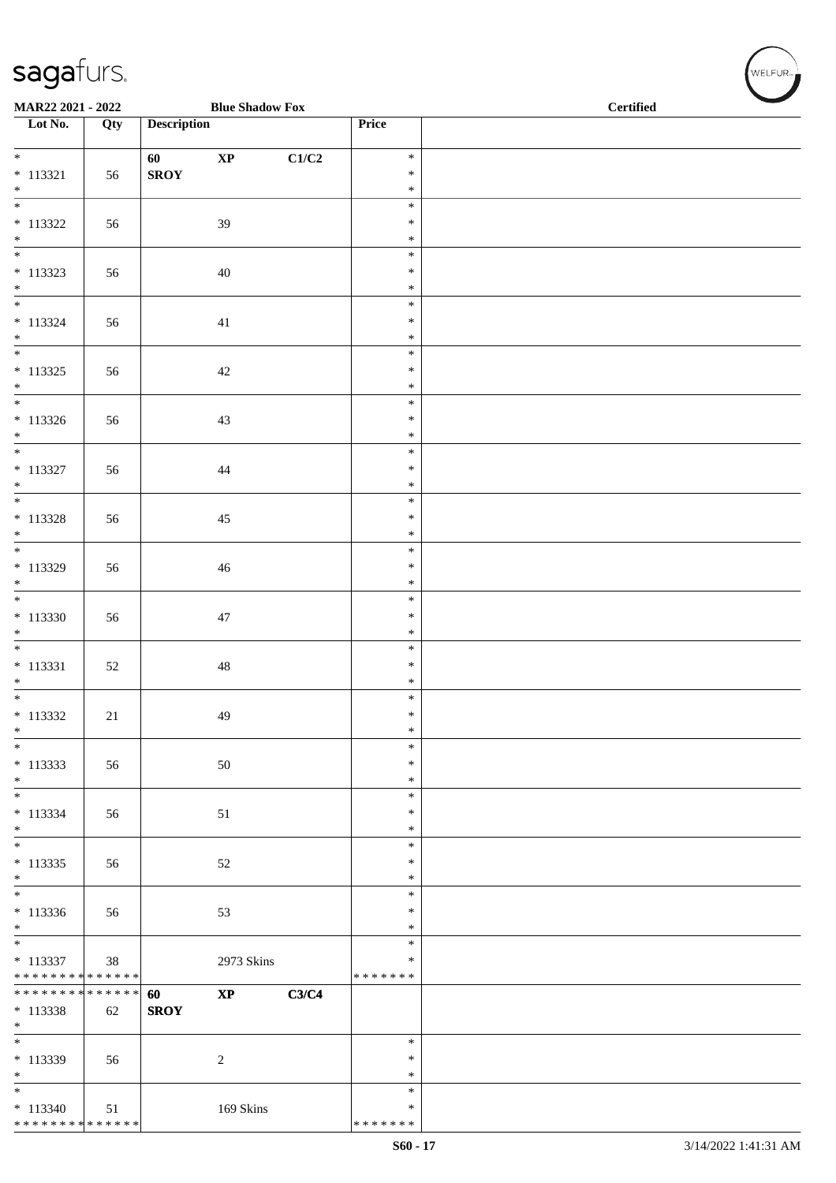**MAR22 2021 - 2022** **Blue Shadow Fox** **Certified**

| Lot No. | Qty | Description | Price | |
|---|---|---|---|---|
| * 113321 * | 56 | **60 XP C1/C2 SROY** | * * * | |
| * 113322 * | 56 | 39 | * * * | |
| * 113323 * | 56 | 40 | * * * | |
| * 113324 * | 56 | 41 | * * * | |
| * 113325 * | 56 | 42 | * * * | |
| * 113326 * | 56 | 43 | * * * | |
| * 113327 * | 56 | 44 | * * * | |
| * 113328 * | 56 | 45 | * * * | |
| * 113329 * | 56 | 46 | * * * | |
| * 113330 * | 56 | 47 | * * * | |
| * 113331 * | 52 | 48 | * * * | |
| * 113332 * | 21 | 49 | * * * | |
| * 113333 * | 56 | 50 | * * * | |
| * 113334 * | 56 | 51 | * * * | |
| * 113335 * | 56 | 52 | * * * | |
| * 113336 * | 56 | 53 | * * * | |
| * 113337 ************** | 38 | 2973 Skins | * * ******* | |
| ************** 113338 * | 62 | **60 XP C3/C4 SROY** | | |
| * 113339 * | 56 | 2 | * * * | |
| * 113340 ************** | 51 | 169 Skins | * * ******* | |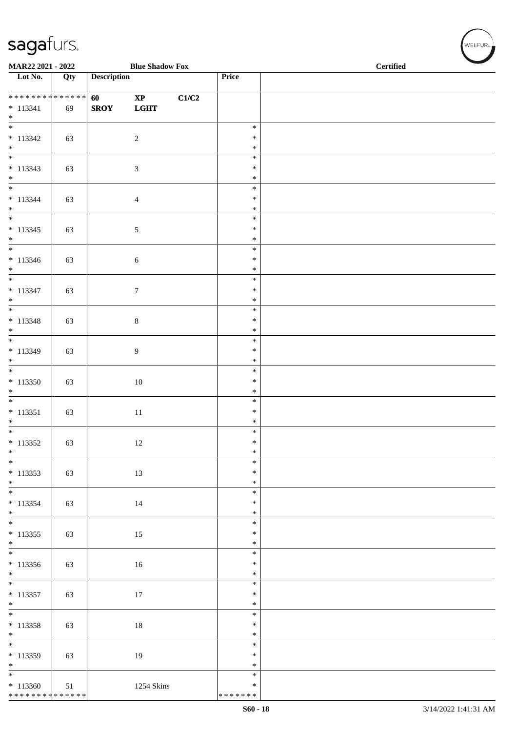MAR22 2021 - 2022 — Blue Shadow Fox — Certified

| Lot No. | Qty | Description | | | Price | |
|---|---|---|---|---|---|---|
| * * * * * * * * * * * * * * | | **60** | **XP** | **C1/C2** | | |
| * 113341 | 69 | **SROY** | **LGHT** | | | |
| * | | | | | | |
| * | | | | | * | |
| * 113342 | 63 | | 2 | | * | |
| * | | | | | * | |
| * | | | | | * | |
| * 113343 | 63 | | 3 | | * | |
| * | | | | | * | |
| * | | | | | * | |
| * 113344 | 63 | | 4 | | * | |
| * | | | | | * | |
| * | | | | | * | |
| * 113345 | 63 | | 5 | | * | |
| * | | | | | * | |
| * | | | | | * | |
| * 113346 | 63 | | 6 | | * | |
| * | | | | | * | |
| * | | | | | * | |
| * 113347 | 63 | | 7 | | * | |
| * | | | | | * | |
| * | | | | | * | |
| * 113348 | 63 | | 8 | | * | |
| * | | | | | * | |
| * | | | | | * | |
| * 113349 | 63 | | 9 | | * | |
| * | | | | | * | |
| * | | | | | * | |
| * 113350 | 63 | | 10 | | * | |
| * | | | | | * | |
| * | | | | | * | |
| * 113351 | 63 | | 11 | | * | |
| * | | | | | * | |
| * | | | | | * | |
| * 113352 | 63 | | 12 | | * | |
| * | | | | | * | |
| * | | | | | * | |
| * 113353 | 63 | | 13 | | * | |
| * | | | | | * | |
| * | | | | | * | |
| * 113354 | 63 | | 14 | | * | |
| * | | | | | * | |
| * | | | | | * | |
| * 113355 | 63 | | 15 | | * | |
| * | | | | | * | |
| * | | | | | * | |
| * 113356 | 63 | | 16 | | * | |
| * | | | | | * | |
| * | | | | | * | |
| * 113357 | 63 | | 17 | | * | |
| * | | | | | * | |
| * | | | | | * | |
| * 113358 | 63 | | 18 | | * | |
| * | | | | | * | |
| * | | | | | * | |
| * 113359 | 63 | | 19 | | * | |
| * | | | | | * | |
| * | | | | | * | |
| * 113360 | 51 | | 1254 Skins | | * | |
| * * * * * * * * * * * * * * | | | | | * * * * * * * | |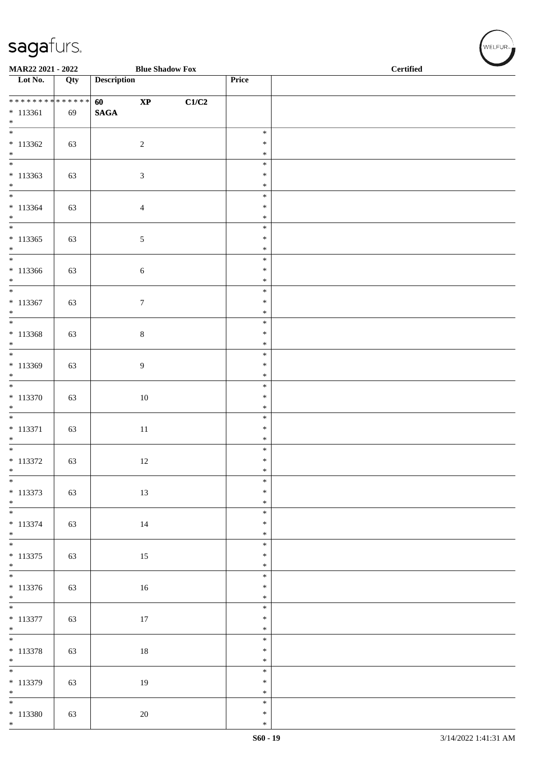MAR22 2021 - 2022 Blue Shadow Fox Certified

| Lot No. | Qty | Description | Price | |
|---|---|---|---|---|
| * * * * * * * * * * * * * * * 113361 * | 69 | **60 XP C1/C2** **SAGA** | | |
| * * 113362 * | 63 | 2 | * * * | |
| * * 113363 * | 63 | 3 | * * * | |
| * * 113364 * | 63 | 4 | * * * | |
| * * 113365 * | 63 | 5 | * * * | |
| * * 113366 * | 63 | 6 | * * * | |
| * * 113367 * | 63 | 7 | * * * | |
| * * 113368 * | 63 | 8 | * * * | |
| * * 113369 * | 63 | 9 | * * * | |
| * * 113370 * | 63 | 10 | * * * | |
| * * 113371 * | 63 | 11 | * * * | |
| * * 113372 * | 63 | 12 | * * * | |
| * * 113373 * | 63 | 13 | * * * | |
| * * 113374 * | 63 | 14 | * * * | |
| * * 113375 * | 63 | 15 | * * * | |
| * * 113376 * | 63 | 16 | * * * | |
| * * 113377 * | 63 | 17 | * * * | |
| * * 113378 * | 63 | 18 | * * * | |
| * * 113379 * | 63 | 19 | * * * | |
| * * 113380 * | 63 | 20 | * * * | |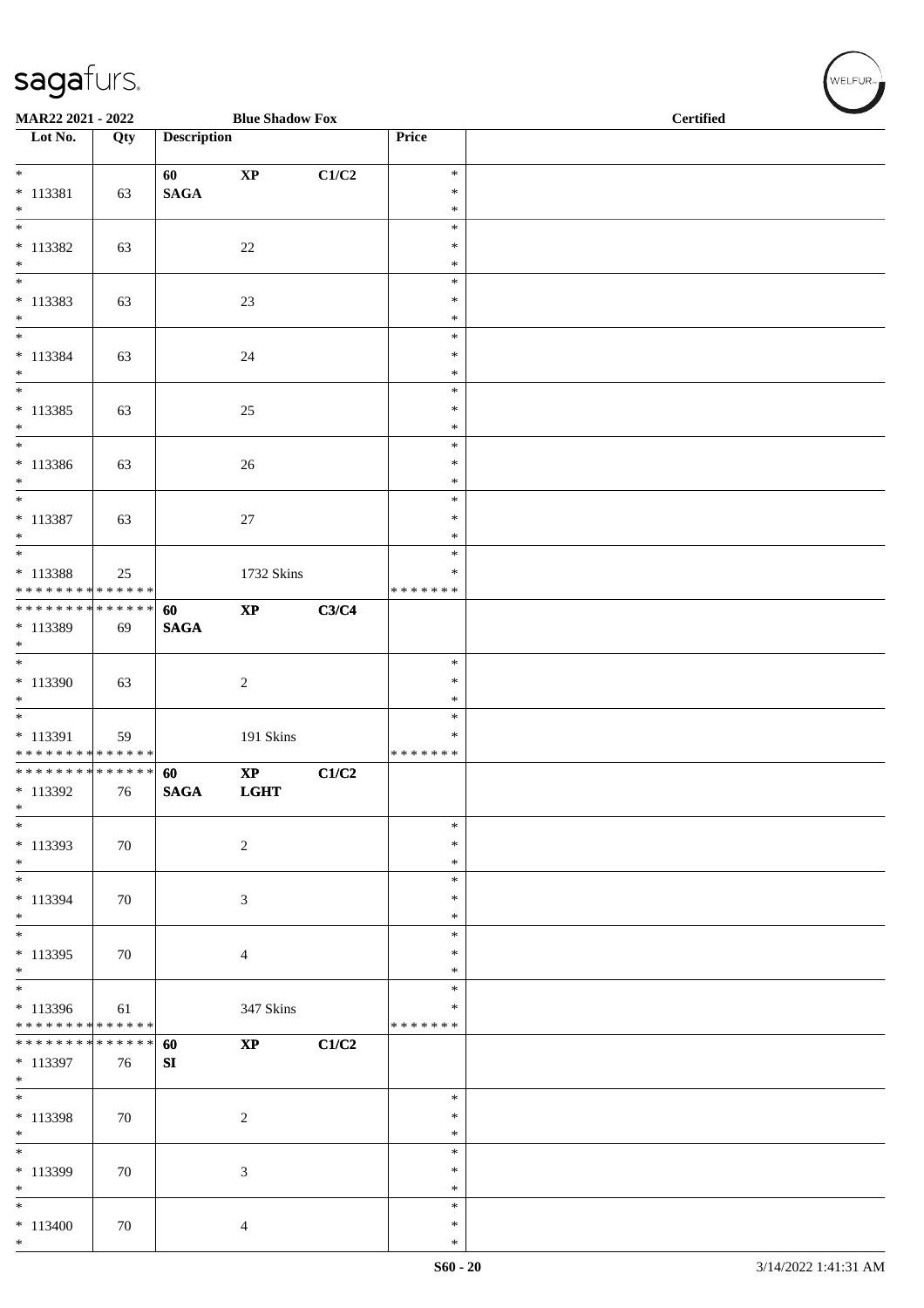MAR22 2021 - 2022 | Blue Shadow Fox | Certified

| Lot No. | Qty | Description | | | Price | |
|---|---|---|---|---|---|---|
| * 113381 * | 63 | 60 SAGA | XP | C1/C2 | * * * | |
| * 113382 * | 63 | | 22 | | * * * | |
| * 113383 * | 63 | | 23 | | * * * | |
| * 113384 * | 63 | | 24 | | * * * | |
| * 113385 * | 63 | | 25 | | * * * | |
| * 113386 * | 63 | | 26 | | * * * | |
| * 113387 * | 63 | | 27 | | * * * | |
| * 113388 * * * * * * * * * * * * * * | 25 | | 1732 Skins | | * * * * * * * * * | |
| * * * * * * * * * * * * * * 113389 * | 69 | 60 SAGA | XP | C3/C4 | | |
| * 113390 * | 63 | | 2 | | * * * | |
| * 113391 * * * * * * * * * * * * * * | 59 | | 191 Skins | | * * * * * * * * * | |
| * * * * * * * * * * * * * * 113392 * | 76 | 60 SAGA | XP LGHT | C1/C2 | | |
| * 113393 * | 70 | | 2 | | * * * | |
| * 113394 * | 70 | | 3 | | * * * | |
| * 113395 * | 70 | | 4 | | * * * | |
| * 113396 * * * * * * * * * * * * * * | 61 | | 347 Skins | | * * * * * * * * * | |
| * * * * * * * * * * * * * * 113397 * | 76 | 60 SI | XP | C1/C2 | | |
| * 113398 * | 70 | | 2 | | * * * | |
| * 113399 * | 70 | | 3 | | * * * | |
| * 113400 * | 70 | | 4 | | * * * | |

S60 - 20 3/14/2022 1:41:31 AM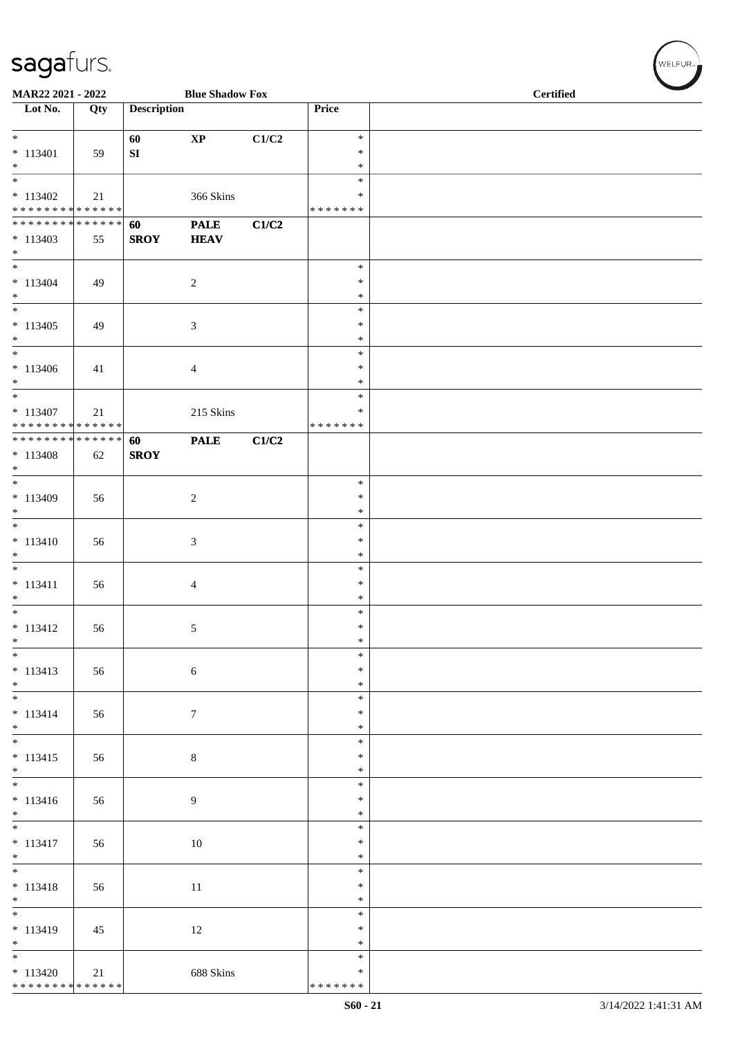MAR22 2021 - 2022 | Blue Shadow Fox | Certified

| Lot No. | Qty | Description | | | Price | |
|---|---|---|---|---|---|---|
| * 113401 * | 59 | 60 SI | XP | C1/C2 | * * * | |
| * 113402 * * * * * * * * * * * * * * | 21 | | 366 Skins | | * * * * * * * * * | |
| * * * * * * * * * * * * * * 113403 * | 55 | 60 SROY | PALE HEAV | C1/C2 | | |
| * 113404 * | 49 | | 2 | | * * * | |
| * 113405 * | 49 | | 3 | | * * * | |
| * 113406 * | 41 | | 4 | | * * * | |
| * 113407 * * * * * * * * * * * * * * | 21 | | 215 Skins | | * * * * * * * * * | |
| * * * * * * * * * * * * * * 113408 * | 62 | 60 SROY | PALE | C1/C2 | | |
| * 113409 * | 56 | | 2 | | * * * | |
| * 113410 * | 56 | | 3 | | * * * | |
| * 113411 * | 56 | | 4 | | * * * | |
| * 113412 * | 56 | | 5 | | * * * | |
| * 113413 * | 56 | | 6 | | * * * | |
| * 113414 * | 56 | | 7 | | * * * | |
| * 113415 * | 56 | | 8 | | * * * | |
| * 113416 * | 56 | | 9 | | * * * | |
| * 113417 * | 56 | | 10 | | * * * | |
| * 113418 * | 56 | | 11 | | * * * | |
| * 113419 * | 45 | | 12 | | * * * | |
| * 113420 * * * * * * * * * * * * * * | 21 | | 688 Skins | | * * * * * * * * * | |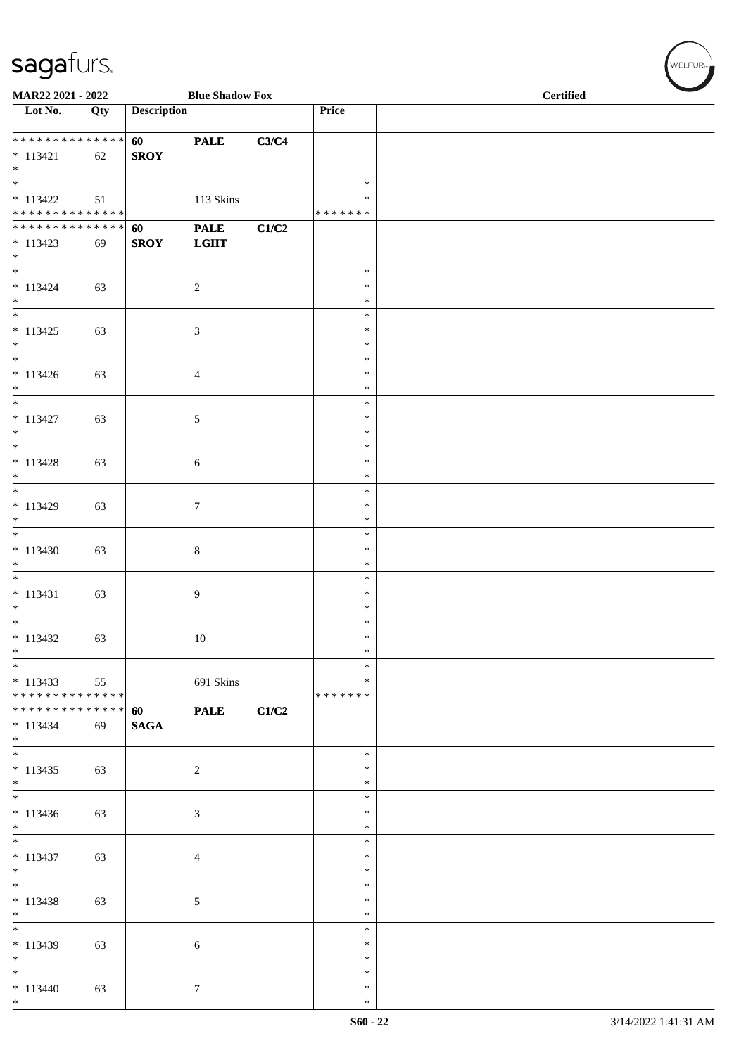**MAR22 2021 - 2022** **Blue Shadow Fox** **Certified**

| Lot No. | Qty | Description | | | Price | |
|---|---|---|---|---|---|---|
| * * * * * * * * * * * * * * | | **60** | **PALE** | **C3/C4** | | |
| * 113421 | 62 | **SROY** | | | | |
| * | | | | | | |
| * | | | | | * | |
| * 113422 | 51 | | 113 Skins | | * | |
| * * * * * * * * * * * * * * | | | | | * * * * * * * | |
| * * * * * * * * * * * * * * | | **60** | **PALE** | **C1/C2** | | |
| * 113423 | 69 | **SROY** | **LGHT** | | | |
| * | | | | | | |
| * | | | | | * | |
| * 113424 | 63 | | 2 | | * | |
| * | | | | | * | |
| * | | | | | * | |
| * 113425 | 63 | | 3 | | * | |
| * | | | | | * | |
| * | | | | | * | |
| * 113426 | 63 | | 4 | | * | |
| * | | | | | * | |
| * | | | | | * | |
| * 113427 | 63 | | 5 | | * | |
| * | | | | | * | |
| * | | | | | * | |
| * 113428 | 63 | | 6 | | * | |
| * | | | | | * | |
| * | | | | | * | |
| * 113429 | 63 | | 7 | | * | |
| * | | | | | * | |
| * | | | | | * | |
| * 113430 | 63 | | 8 | | * | |
| * | | | | | * | |
| * | | | | | * | |
| * 113431 | 63 | | 9 | | * | |
| * | | | | | * | |
| * | | | | | * | |
| * 113432 | 63 | | 10 | | * | |
| * | | | | | * | |
| * | | | | | * | |
| * 113433 | 55 | | 691 Skins | | * | |
| * * * * * * * * * * * * * * | | | | | * * * * * * * | |
| * * * * * * * * * * * * * * | | **60** | **PALE** | **C1/C2** | | |
| * 113434 | 69 | **SAGA** | | | | |
| * | | | | | | |
| * | | | | | * | |
| * 113435 | 63 | | 2 | | * | |
| * | | | | | * | |
| * | | | | | * | |
| * 113436 | 63 | | 3 | | * | |
| * | | | | | * | |
| * | | | | | * | |
| * 113437 | 63 | | 4 | | * | |
| * | | | | | * | |
| * | | | | | * | |
| * 113438 | 63 | | 5 | | * | |
| * | | | | | * | |
| * | | | | | * | |
| * 113439 | 63 | | 6 | | * | |
| * | | | | | * | |
| * | | | | | * | |
| * 113440 | 63 | | 7 | | * | |
| * | | | | | * | |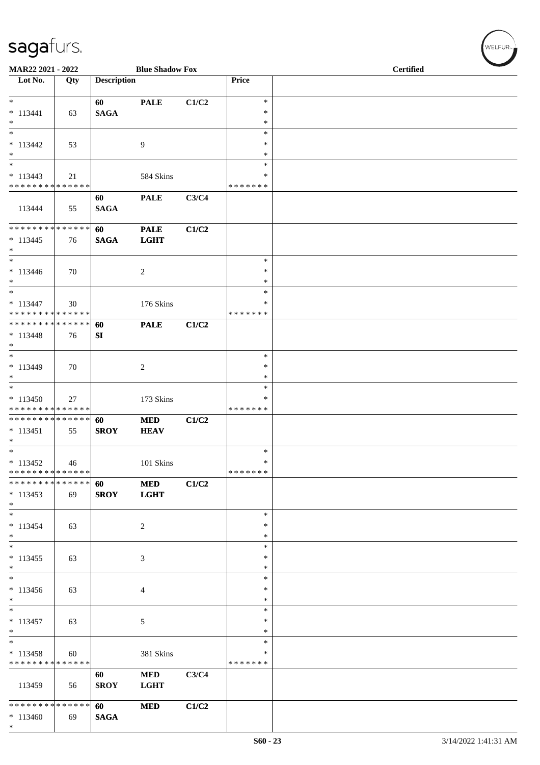**MAR22 2021 - 2022** **Blue Shadow Fox** **Certified**

| Lot No. | Qty | Description | | | Price | |
|---|---|---|---|---|---|---|
| * | | **60** | **PALE** | **C1/C2** | * | |
| * 113441 | 63 | **SAGA** | | | * | |
| * | | | | | * | |
| * | | | | | * | |
| * 113442 | 53 | | 9 | | * | |
| * | | | | | * | |
| * | | | | | * | |
| * 113443 | 21 | | 584 Skins | | * | |
| * * * * * * * * * * * * * * | | | | | * * * * * * * | |
| | | **60** | **PALE** | **C3/C4** | | |
| 113444 | 55 | **SAGA** | | | | |
| * * * * * * * * * * * * * * | | **60** | **PALE** | **C1/C2** | | |
| * 113445 | 76 | **SAGA** | **LGHT** | | | |
| * | | | | | | |
| * | | | | | * | |
| * 113446 | 70 | | 2 | | * | |
| * | | | | | * | |
| * | | | | | * | |
| * 113447 | 30 | | 176 Skins | | * | |
| * * * * * * * * * * * * * * | | | | | * * * * * * * | |
| * * * * * * * * * * * * * * | | **60** | **PALE** | **C1/C2** | | |
| * 113448 | 76 | **SI** | | | | |
| * | | | | | | |
| * | | | | | * | |
| * 113449 | 70 | | 2 | | * | |
| * | | | | | * | |
| * | | | | | * | |
| * 113450 | 27 | | 173 Skins | | * | |
| * * * * * * * * * * * * * * | | | | | * * * * * * * | |
| * * * * * * * * * * * * * * | | **60** | **MED** | **C1/C2** | | |
| * 113451 | 55 | **SROY** | **HEAV** | | | |
| * | | | | | | |
| * | | | | | * | |
| * 113452 | 46 | | 101 Skins | | * | |
| * * * * * * * * * * * * * * | | | | | * * * * * * * | |
| * * * * * * * * * * * * * * | | **60** | **MED** | **C1/C2** | | |
| * 113453 | 69 | **SROY** | **LGHT** | | | |
| * | | | | | | |
| * | | | | | * | |
| * 113454 | 63 | | 2 | | * | |
| * | | | | | * | |
| * | | | | | * | |
| * 113455 | 63 | | 3 | | * | |
| * | | | | | * | |
| * | | | | | * | |
| * 113456 | 63 | | 4 | | * | |
| * | | | | | * | |
| * | | | | | * | |
| * 113457 | 63 | | 5 | | * | |
| * | | | | | * | |
| * | | | | | * | |
| * 113458 | 60 | | 381 Skins | | * | |
| * * * * * * * * * * * * * * | | | | | * * * * * * * | |
| | | **60** | **MED** | **C3/C4** | | |
| 113459 | 56 | **SROY** | **LGHT** | | | |
| * * * * * * * * * * * * * * | | **60** | **MED** | **C1/C2** | | |
| * 113460 | 69 | **SAGA** | | | | |
| * | | | | | | |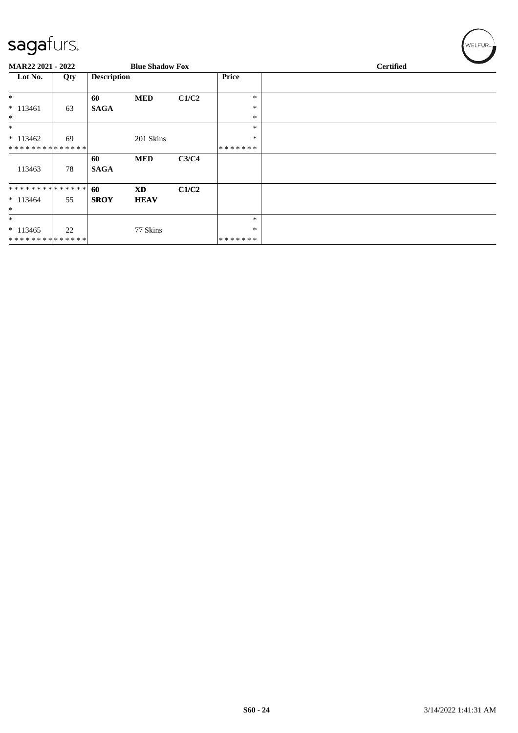MAR22 2021 - 2022 — Blue Shadow Fox — Certified

| Lot No. | Qty | Description | | | Price | |
|---|---|---|---|---|---|---|
| * | | 60 | **MED** | **C1/C2** | * | |
| * 113461 | 63 | **SAGA** | | | * | |
| * | | | | | * | |
| * | | | | | * | |
| * 113462 | 69 | | 201 Skins | | * | |
| * * * * * * * * * * * * * * | | | | | * * * * * * * | |
| | | **60** | **MED** | **C3/C4** | | |
| 113463 | 78 | **SAGA** | | | | |
| * * * * * * * * * * * * * * | | **60** | **XD** | **C1/C2** | | |
| * 113464 | 55 | **SROY** | **HEAV** | | | |
| * | | | | | | |
| * | | | | | * | |
| * 113465 | 22 | | 77 Skins | | * | |
| * * * * * * * * * * * * * * | | | | | * * * * * * * | |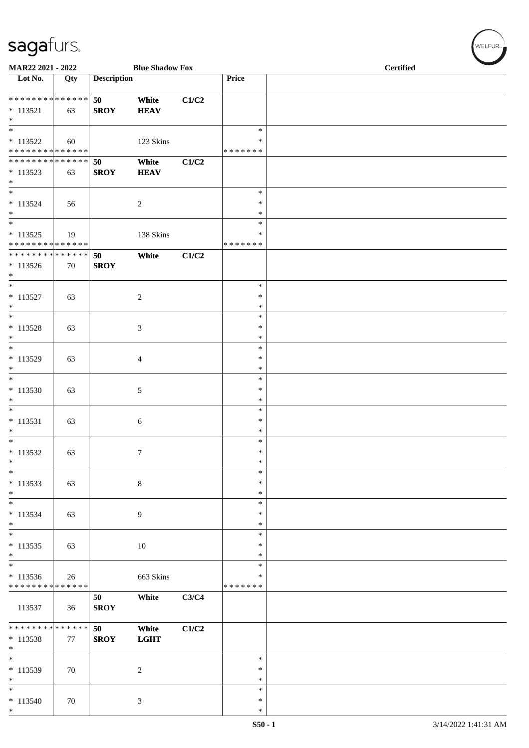**MAR22 2021 - 2022** | **Blue Shadow Fox** | **Certified**

| Lot No. | Qty | Description | | | Price | |
|---|---|---|---|---|---|---|
| * * * * * * * * * * * * * * | | 50 | White | C1/C2 | | |
| * 113521 | 63 | SROY | HEAV | | | |
| * | | | | | | |
| * | | | | | * | |
| * 113522 | 60 | | 123 Skins | | * | |
| * * * * * * * * * * * * * * | | | | | * * * * * * * | |
| * * * * * * * * * * * * * * | | 50 | White | C1/C2 | | |
| * 113523 | 63 | SROY | HEAV | | | |
| * | | | | | | |
| * | | | | | * | |
| * 113524 | 56 | | 2 | | * | |
| * | | | | | * | |
| * | | | | | * | |
| * 113525 | 19 | | 138 Skins | | * | |
| * * * * * * * * * * * * * * | | | | | * * * * * * * | |
| * * * * * * * * * * * * * * | | 50 | White | C1/C2 | | |
| * 113526 | 70 | SROY | | | | |
| * | | | | | | |
| * | | | | | * | |
| * 113527 | 63 | | 2 | | * | |
| * | | | | | * | |
| * | | | | | * | |
| * 113528 | 63 | | 3 | | * | |
| * | | | | | * | |
| * | | | | | * | |
| * 113529 | 63 | | 4 | | * | |
| * | | | | | * | |
| * | | | | | * | |
| * 113530 | 63 | | 5 | | * | |
| * | | | | | * | |
| * | | | | | * | |
| * 113531 | 63 | | 6 | | * | |
| * | | | | | * | |
| * | | | | | * | |
| * 113532 | 63 | | 7 | | * | |
| * | | | | | * | |
| * | | | | | * | |
| * 113533 | 63 | | 8 | | * | |
| * | | | | | * | |
| * | | | | | * | |
| * 113534 | 63 | | 9 | | * | |
| * | | | | | * | |
| * | | | | | * | |
| * 113535 | 63 | | 10 | | * | |
| * | | | | | * | |
| * | | | | | * | |
| * 113536 | 26 | | 663 Skins | | * | |
| * * * * * * * * * * * * * * | | | | | * * * * * * * | |
| | | 50 | White | C3/C4 | | |
| 113537 | 36 | SROY | | | | |
| * * * * * * * * * * * * * * | | 50 | White | C1/C2 | | |
| * 113538 | 77 | SROY | LGHT | | | |
| * | | | | | | |
| * | | | | | * | |
| * 113539 | 70 | | 2 | | * | |
| * | | | | | * | |
| * | | | | | * | |
| * 113540 | 70 | | 3 | | * | |
| * | | | | | * | |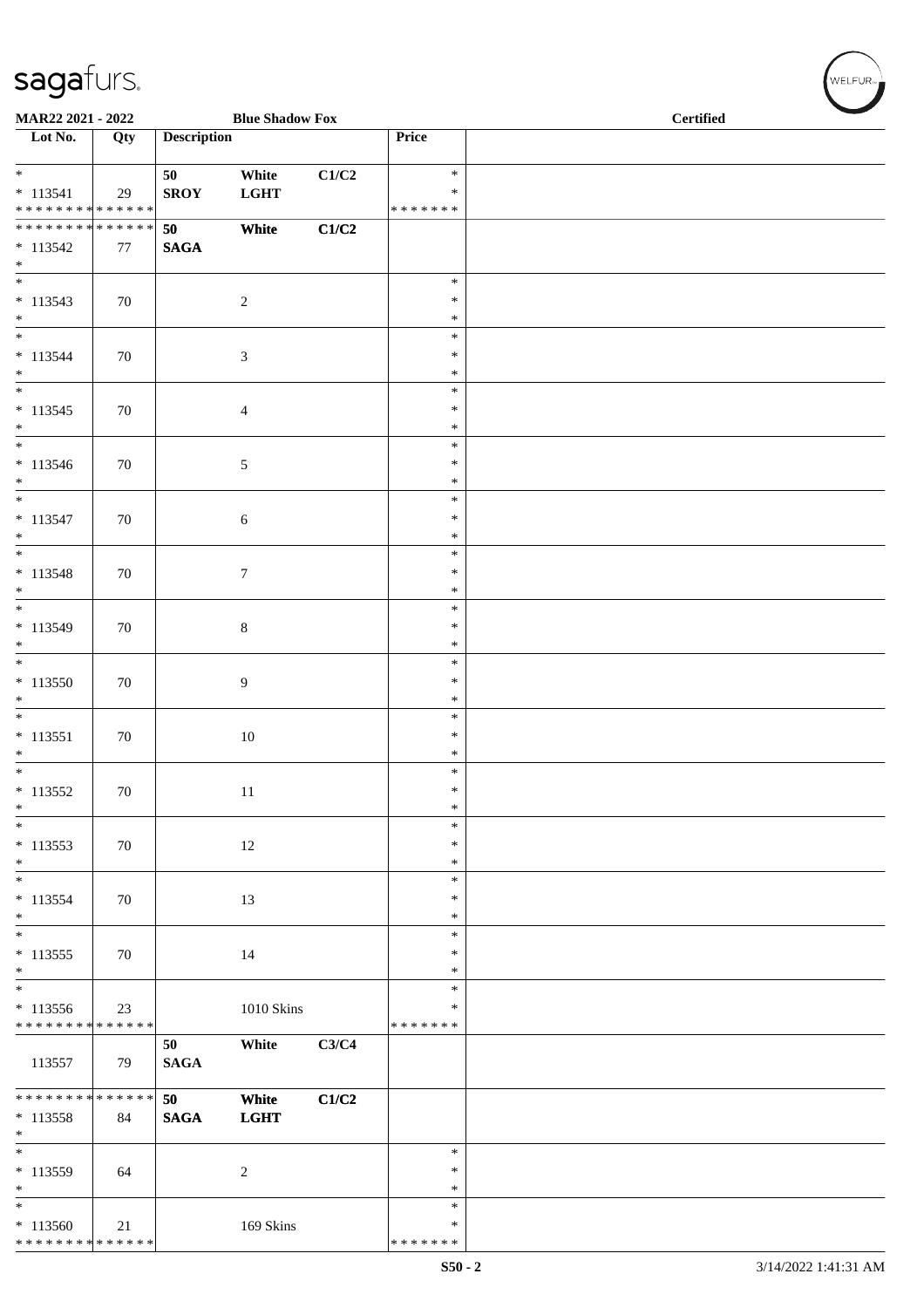MAR22 2021 - 2022 — Blue Shadow Fox — Certified

| Lot No. | Qty | Description | | | Price |
|---|---|---|---|---|---|
| * * 113541 * * * * * * * * * * * * * * | 29 | 50 SROY | White LGHT | C1/C2 | * * * * * * * * * |
| * * * * * * * * * * * * * * * 113542 * | 77 | 50 SAGA | White | C1/C2 | |
| * * 113543 * | 70 | | 2 | | * * * |
| * * 113544 * | 70 | | 3 | | * * * |
| * * 113545 * | 70 | | 4 | | * * * |
| * * 113546 * | 70 | | 5 | | * * * |
| * * 113547 * | 70 | | 6 | | * * * |
| * * 113548 * | 70 | | 7 | | * * * |
| * * 113549 * | 70 | | 8 | | * * * |
| * * 113550 * | 70 | | 9 | | * * * |
| * * 113551 * | 70 | | 10 | | * * * |
| * * 113552 * | 70 | | 11 | | * * * |
| * * 113553 * | 70 | | 12 | | * * * |
| * * 113554 * | 70 | | 13 | | * * * |
| * * 113555 * | 70 | | 14 | | * * * |
| * * 113556 * * * * * * * * * * * * * * | 23 | | 1010 Skins | | * * * * * * * * * |
| 113557 | 79 | 50 SAGA | White | C3/C4 | |
| * * * * * * * * * * * * * * * 113558 * | 84 | 50 SAGA | White LGHT | C1/C2 | |
| * * 113559 * | 64 | | 2 | | * * * |
| * * 113560 * * * * * * * * * * * * * * | 21 | | 169 Skins | | * * * * * * * * * |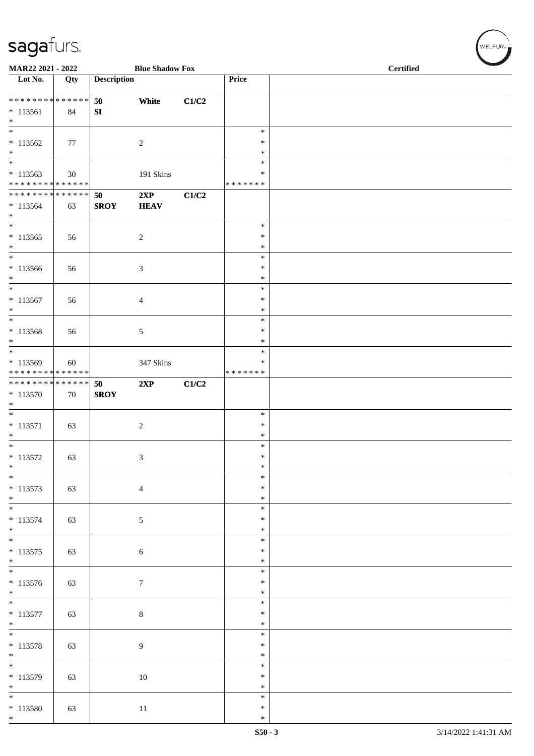MAR22 2021 - 2022 | Blue Shadow Fox | Certified

| Lot No. | Qty | Description | | | Price | |
|---|---|---|---|---|---|---|
| * * * * * * * * * * * * * * | | 50 | White | C1/C2 | | |
| * 113561 | 84 | SI | | | | |
| * | | | | | | |
| * | | | | | * | |
| * 113562 | 77 | | 2 | | * | |
| * | | | | | * | |
| * | | | | | * | |
| * 113563 | 30 | | 191 Skins | | * | |
| * * * * * * * * * * * * * * | | | | | * * * * * * * | |
| * * * * * * * * * * * * * * | | 50 | 2XP | C1/C2 | | |
| * 113564 | 63 | SROY | HEAV | | | |
| * | | | | | | |
| * | | | | | * | |
| * 113565 | 56 | | 2 | | * | |
| * | | | | | * | |
| * | | | | | * | |
| * 113566 | 56 | | 3 | | * | |
| * | | | | | * | |
| * | | | | | * | |
| * 113567 | 56 | | 4 | | * | |
| * | | | | | * | |
| * | | | | | * | |
| * 113568 | 56 | | 5 | | * | |
| * | | | | | * | |
| * | | | | | * | |
| * 113569 | 60 | | 347 Skins | | * | |
| * * * * * * * * * * * * * * | | | | | * * * * * * * | |
| * * * * * * * * * * * * * * | | 50 | 2XP | C1/C2 | | |
| * 113570 | 70 | SROY | | | | |
| * | | | | | | |
| * | | | | | * | |
| * 113571 | 63 | | 2 | | * | |
| * | | | | | * | |
| * | | | | | * | |
| * 113572 | 63 | | 3 | | * | |
| * | | | | | * | |
| * | | | | | * | |
| * 113573 | 63 | | 4 | | * | |
| * | | | | | * | |
| * | | | | | * | |
| * 113574 | 63 | | 5 | | * | |
| * | | | | | * | |
| * | | | | | * | |
| * 113575 | 63 | | 6 | | * | |
| * | | | | | * | |
| * | | | | | * | |
| * 113576 | 63 | | 7 | | * | |
| * | | | | | * | |
| * | | | | | * | |
| * 113577 | 63 | | 8 | | * | |
| * | | | | | * | |
| * | | | | | * | |
| * 113578 | 63 | | 9 | | * | |
| * | | | | | * | |
| * | | | | | * | |
| * 113579 | 63 | | 10 | | * | |
| * | | | | | * | |
| * | | | | | * | |
| * 113580 | 63 | | 11 | | * | |
| * | | | | | * | |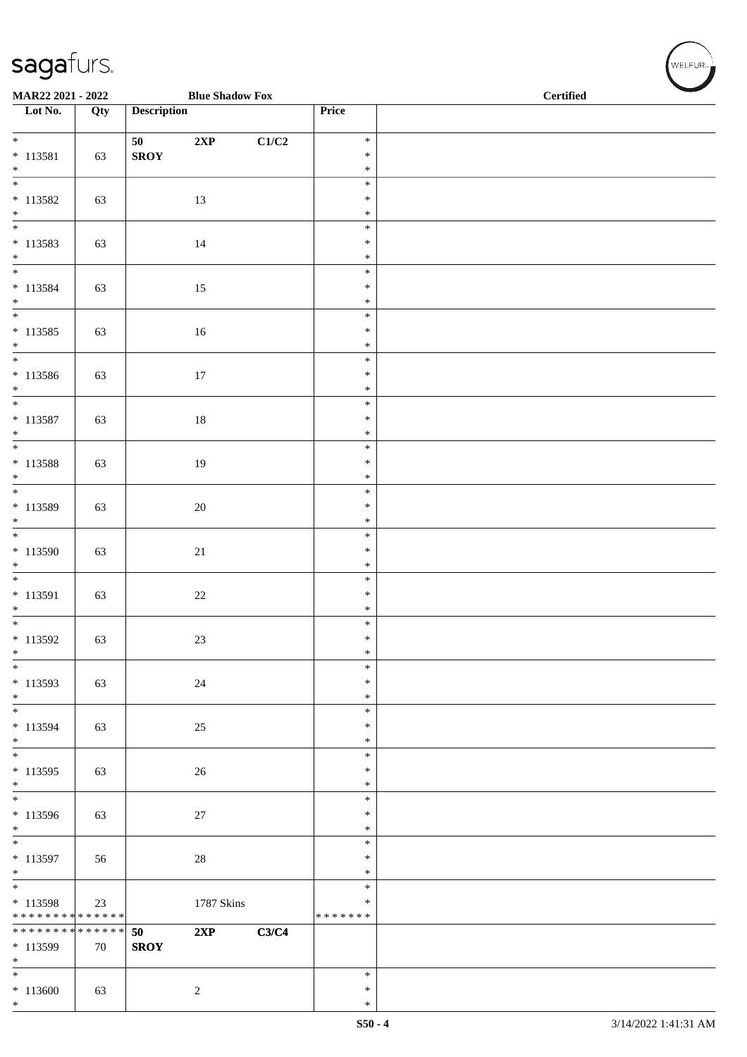**MAR22 2021 - 2022** **Blue Shadow Fox** **Certified**

| Lot No. | Qty | Description | | | Price | |
|---|---|---|---|---|---|---|
| * <br> * 113581 <br> * | 63 | **50** <br> **SROY** | **2XP** | **C1/C2** | * <br> * <br> * | |
| * <br> * 113582 <br> * | 63 | | 13 | | * <br> * <br> * | |
| * <br> * 113583 <br> * | 63 | | 14 | | * <br> * <br> * | |
| * <br> * 113584 <br> * | 63 | | 15 | | * <br> * <br> * | |
| * <br> * 113585 <br> * | 63 | | 16 | | * <br> * <br> * | |
| * <br> * 113586 <br> * | 63 | | 17 | | * <br> * <br> * | |
| * <br> * 113587 <br> * | 63 | | 18 | | * <br> * <br> * | |
| * <br> * 113588 <br> * | 63 | | 19 | | * <br> * <br> * | |
| * <br> * 113589 <br> * | 63 | | 20 | | * <br> * <br> * | |
| * <br> * 113590 <br> * | 63 | | 21 | | * <br> * <br> * | |
| * <br> * 113591 <br> * | 63 | | 22 | | * <br> * <br> * | |
| * <br> * 113592 <br> * | 63 | | 23 | | * <br> * <br> * | |
| * <br> * 113593 <br> * | 63 | | 24 | | * <br> * <br> * | |
| * <br> * 113594 <br> * | 63 | | 25 | | * <br> * <br> * | |
| * <br> * 113595 <br> * | 63 | | 26 | | * <br> * <br> * | |
| * <br> * 113596 <br> * | 63 | | 27 | | * <br> * <br> * | |
| * <br> * 113597 <br> * | 56 | | 28 | | * <br> * <br> * | |
| * <br> * 113598 <br> * * * * * * * * * * * * * * | 23 | | 1787 Skins | | * <br> * <br> * * * * * * * | |
| * * * * * * * * * * * * * * <br> * 113599 <br> * | 70 | **50** <br> **SROY** | **2XP** | **C3/C4** | | |
| * <br> * 113600 <br> * | 63 | | 2 | | * <br> * <br> * | |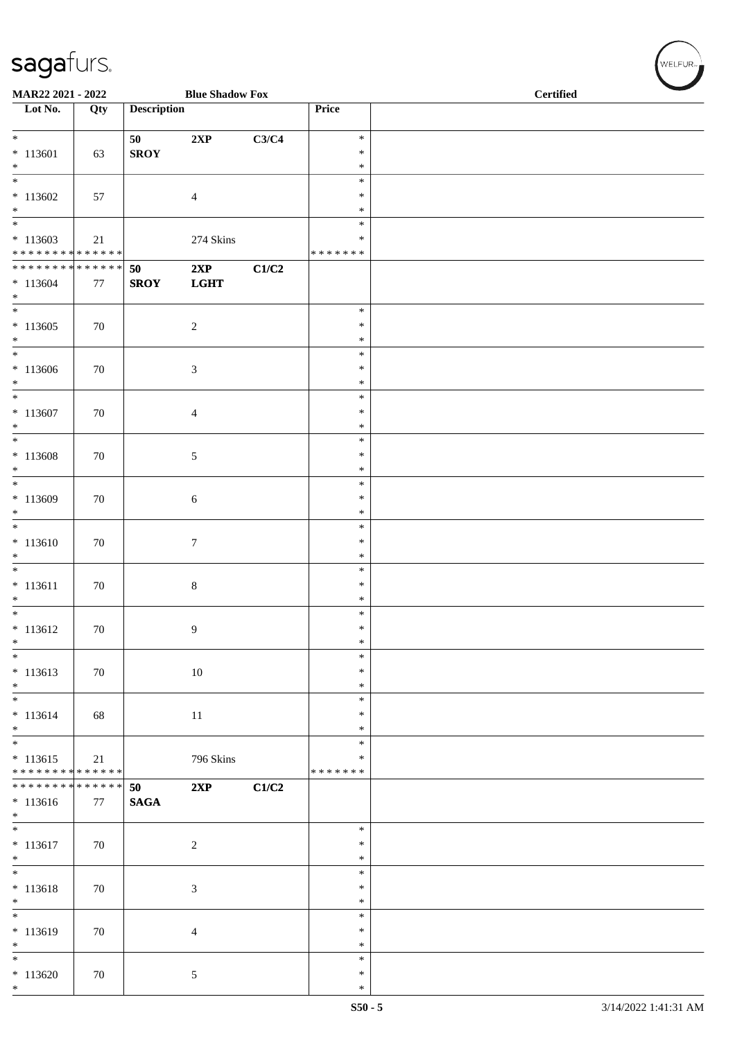**MAR22 2021 - 2022** **Blue Shadow Fox** **Certified**

| Lot No. | Qty | Description | | | Price | |
|---|---|---|---|---|---|---|
| * 113601 * | 63 | **50 SROY** | **2XP** | **C3/C4** | * * * | |
| * 113602 * | 57 | | 4 | | * * * | |
| * 113603 * * * * * * * * * * * * * * | 21 | | 274 Skins | | * * * * * * * * * | |
| * * * * * * * * * * * * * * 113604 * | 77 | **50 SROY** | **2XP LGHT** | **C1/C2** | | |
| * 113605 * | 70 | | 2 | | * * * | |
| * 113606 * | 70 | | 3 | | * * * | |
| * 113607 * | 70 | | 4 | | * * * | |
| * 113608 * | 70 | | 5 | | * * * | |
| * 113609 * | 70 | | 6 | | * * * | |
| * 113610 * | 70 | | 7 | | * * * | |
| * 113611 * | 70 | | 8 | | * * * | |
| * 113612 * | 70 | | 9 | | * * * | |
| * 113613 * | 70 | | 10 | | * * * | |
| * 113614 * | 68 | | 11 | | * * * | |
| * 113615 * * * * * * * * * * * * * * | 21 | | 796 Skins | | * * * * * * * * * | |
| * * * * * * * * * * * * * * 113616 * | 77 | **50 SAGA** | **2XP** | **C1/C2** | | |
| * 113617 * | 70 | | 2 | | * * * | |
| * 113618 * | 70 | | 3 | | * * * | |
| * 113619 * | 70 | | 4 | | * * * | |
| * 113620 * | 70 | | 5 | | * * * | |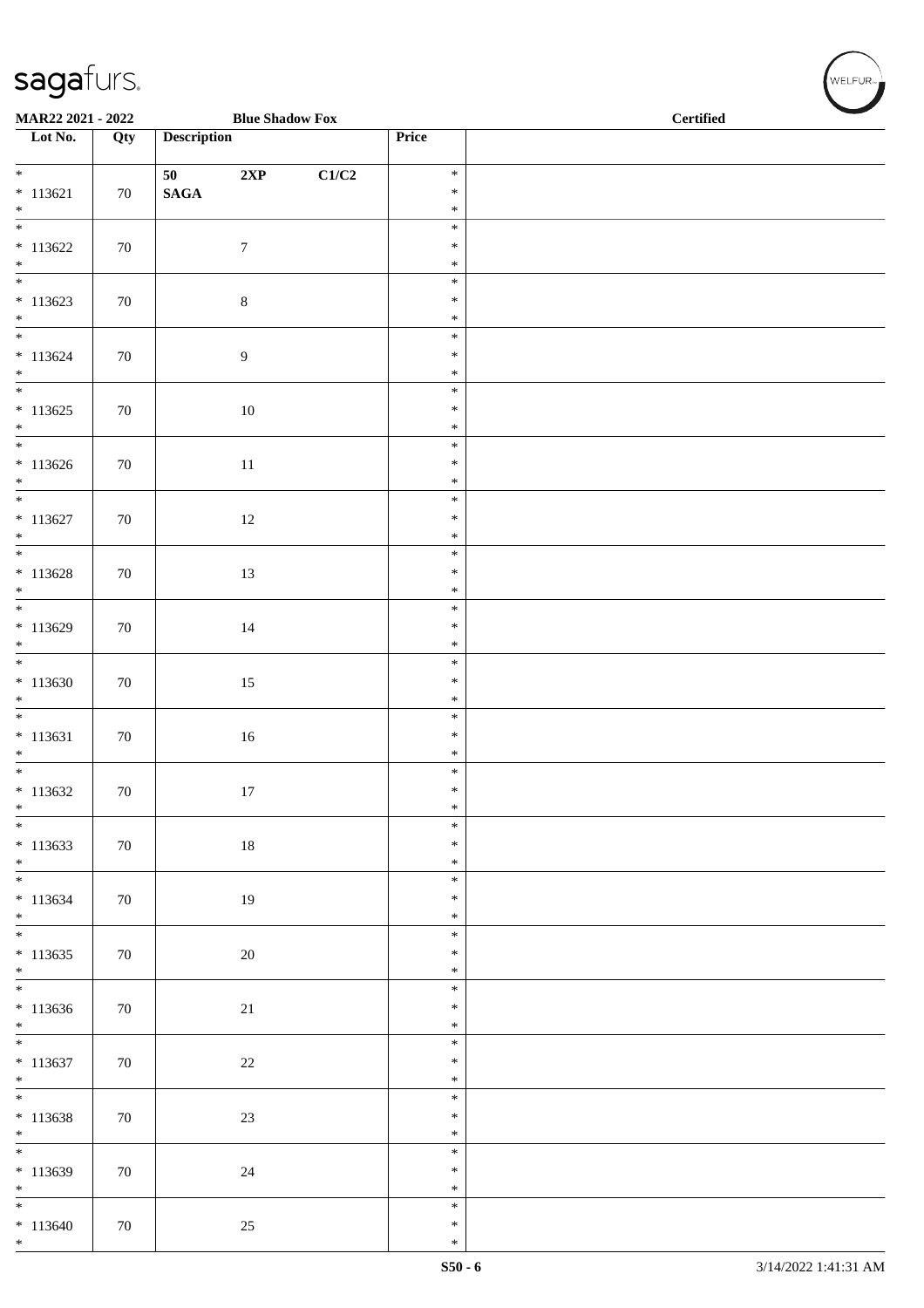MAR22 2021 - 2022 Blue Shadow Fox Certified

| Lot No. | Qty | Description | | | Price | |
|---|---|---|---|---|---|---|
| * 113621 * | 70 | 50 SAGA | 2XP | C1/C2 | * * * | |
| * 113622 * | 70 | | 7 | | * * * | |
| * 113623 * | 70 | | 8 | | * * * | |
| * 113624 * | 70 | | 9 | | * * * | |
| * 113625 * | 70 | | 10 | | * * * | |
| * 113626 * | 70 | | 11 | | * * * | |
| * 113627 * | 70 | | 12 | | * * * | |
| * 113628 * | 70 | | 13 | | * * * | |
| * 113629 * | 70 | | 14 | | * * * | |
| * 113630 * | 70 | | 15 | | * * * | |
| * 113631 * | 70 | | 16 | | * * * | |
| * 113632 * | 70 | | 17 | | * * * | |
| * 113633 * | 70 | | 18 | | * * * | |
| * 113634 * | 70 | | 19 | | * * * | |
| * 113635 * | 70 | | 20 | | * * * | |
| * 113636 * | 70 | | 21 | | * * * | |
| * 113637 * | 70 | | 22 | | * * * | |
| * 113638 * | 70 | | 23 | | * * * | |
| * 113639 * | 70 | | 24 | | * * * | |
| * 113640 * | 70 | | 25 | | * * * | |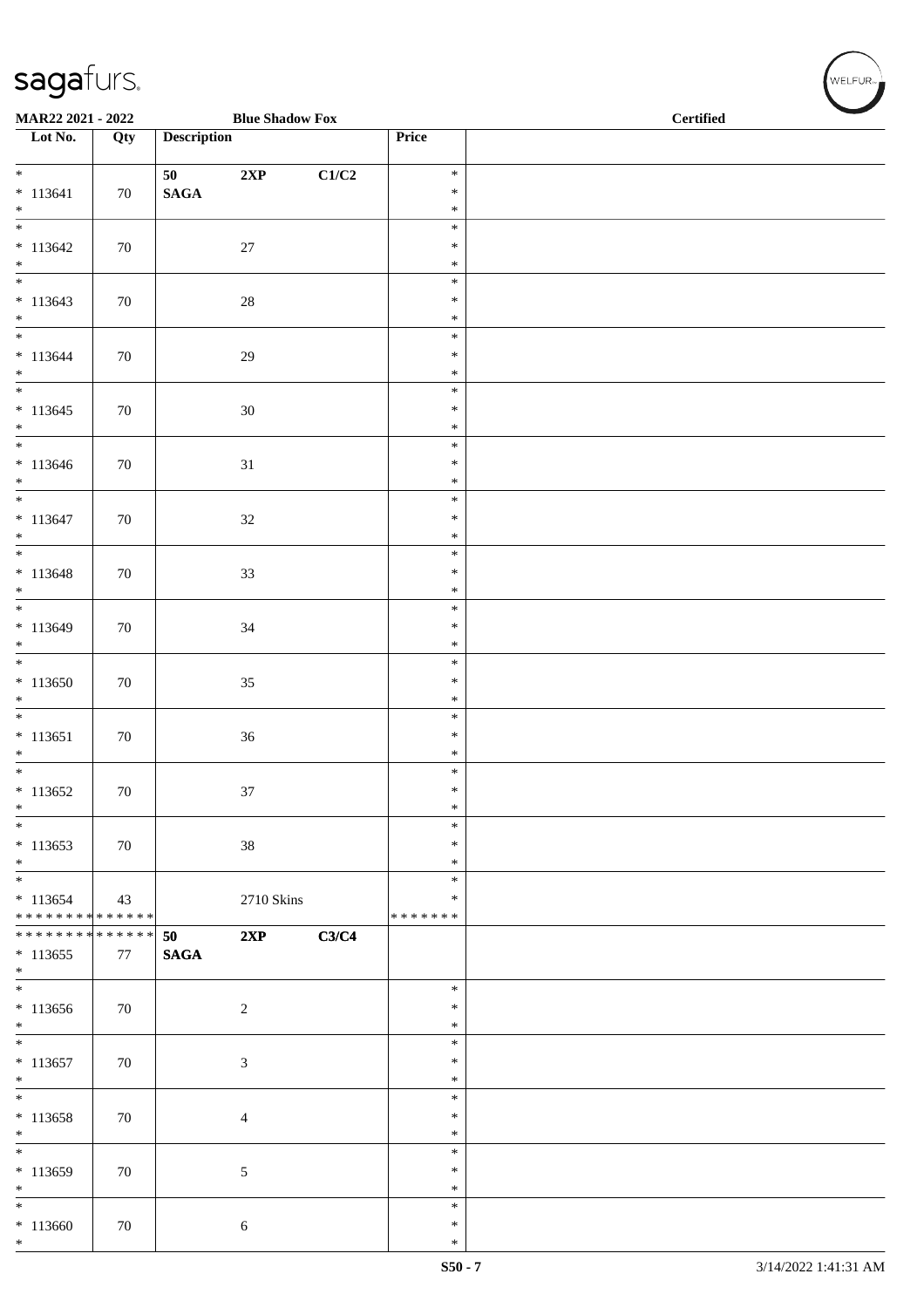MAR22 2021 - 2022 Blue Shadow Fox Certified

| Lot No. | Qty | Description | Price | |
|---|---|---|---|---|
| * * 113641 * | 70 | 50 2XP C1/C2 SAGA | * * * | |
| * * 113642 * | 70 | 27 | * * * | |
| * * 113643 * | 70 | 28 | * * * | |
| * * 113644 * | 70 | 29 | * * * | |
| * * 113645 * | 70 | 30 | * * * | |
| * * 113646 * | 70 | 31 | * * * | |
| * * 113647 * | 70 | 32 | * * * | |
| * * 113648 * | 70 | 33 | * * * | |
| * * 113649 * | 70 | 34 | * * * | |
| * * 113650 * | 70 | 35 | * * * | |
| * * 113651 * | 70 | 36 | * * * | |
| * * 113652 * | 70 | 37 | * * * | |
| * * 113653 * | 70 | 38 | * * * | |
| * * 113654 * * * * * * * * * * * * * * | 43 | 2710 Skins | * * * * * * * * * | |
| * * * * * * * * * * * * * * * 113655 * | 77 | 50 2XP C3/C4 SAGA | | |
| * * 113656 * | 70 | 2 | * * * | |
| * * 113657 * | 70 | 3 | * * * | |
| * * 113658 * | 70 | 4 | * * * | |
| * * 113659 * | 70 | 5 | * * * | |
| * * 113660 * | 70 | 6 | * * * | |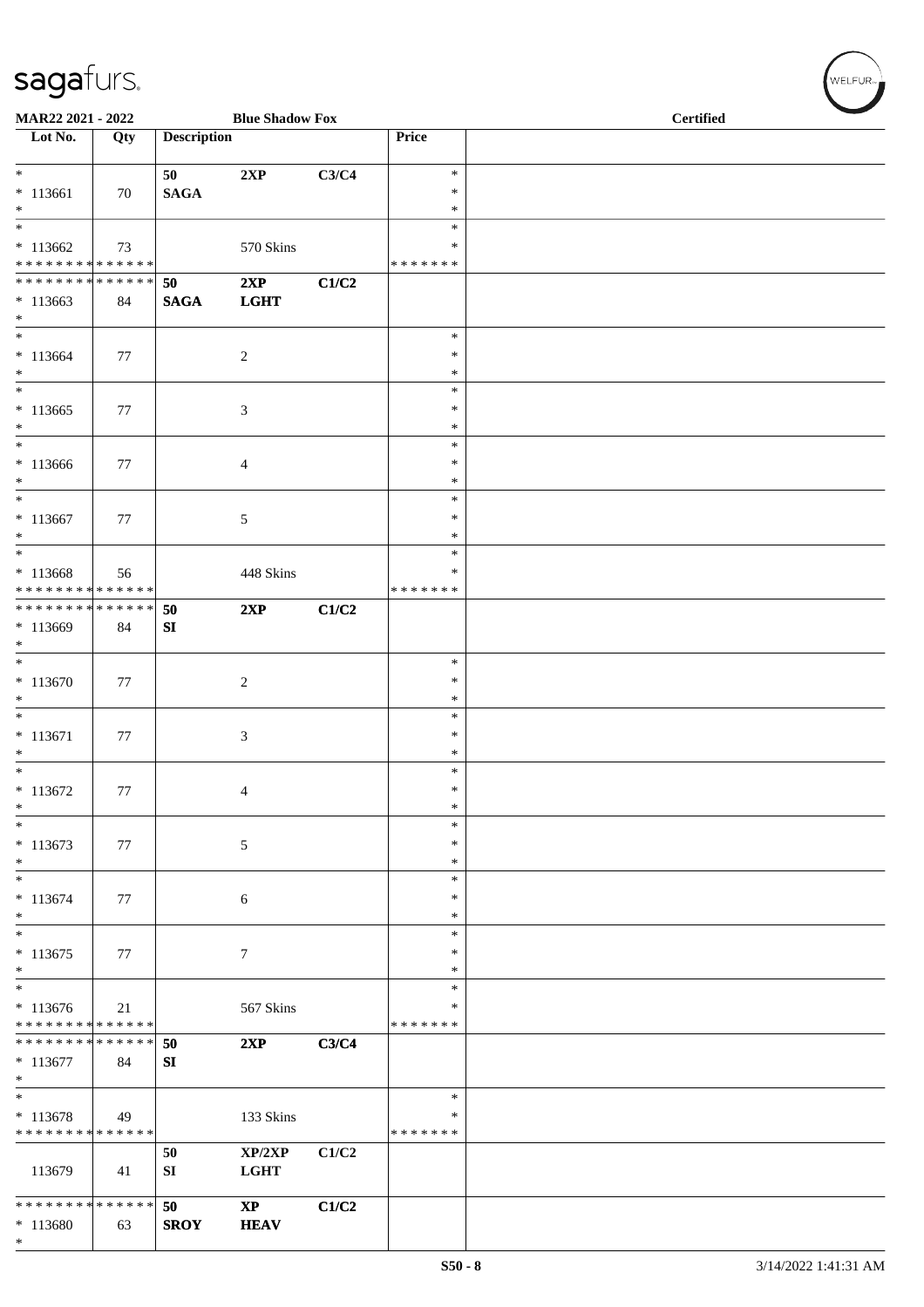**MAR22 2021 - 2022** **Blue Shadow Fox** **Certified**

| Lot No. | Qty | Description | | | Price | |
|---|---|---|---|---|---|---|
| * | | **50** | **2XP** | **C3/C4** | * | |
| * 113661 | 70 | **SAGA** | | | * | |
| * | | | | | * | |
| * | | | | | * | |
| * 113662 | 73 | | 570 Skins | | * | |
| * * * * * * * * * * * * * * | | | | | * * * * * * * | |
| * * * * * * * * * * * * * * | | **50** | **2XP** | **C1/C2** | | |
| * 113663 | 84 | **SAGA** | **LGHT** | | | |
| * | | | | | | |
| * | | | | | * | |
| * 113664 | 77 | | 2 | | * | |
| * | | | | | * | |
| * | | | | | * | |
| * 113665 | 77 | | 3 | | * | |
| * | | | | | * | |
| * | | | | | * | |
| * 113666 | 77 | | 4 | | * | |
| * | | | | | * | |
| * | | | | | * | |
| * 113667 | 77 | | 5 | | * | |
| * | | | | | * | |
| * | | | | | * | |
| * 113668 | 56 | | 448 Skins | | * | |
| * * * * * * * * * * * * * * | | | | | * * * * * * * | |
| * * * * * * * * * * * * * * | | **50** | **2XP** | **C1/C2** | | |
| * 113669 | 84 | **SI** | | | | |
| * | | | | | | |
| * | | | | | * | |
| * 113670 | 77 | | 2 | | * | |
| * | | | | | * | |
| * | | | | | * | |
| * 113671 | 77 | | 3 | | * | |
| * | | | | | * | |
| * | | | | | * | |
| * 113672 | 77 | | 4 | | * | |
| * | | | | | * | |
| * | | | | | * | |
| * 113673 | 77 | | 5 | | * | |
| * | | | | | * | |
| * | | | | | * | |
| * 113674 | 77 | | 6 | | * | |
| * | | | | | * | |
| * | | | | | * | |
| * 113675 | 77 | | 7 | | * | |
| * | | | | | * | |
| * | | | | | * | |
| * 113676 | 21 | | 567 Skins | | * | |
| * * * * * * * * * * * * * * | | | | | * * * * * * * | |
| * * * * * * * * * * * * * * | | **50** | **2XP** | **C3/C4** | | |
| * 113677 | 84 | **SI** | | | | |
| * | | | | | | |
| * | | | | | * | |
| * 113678 | 49 | | 133 Skins | | * | |
| * * * * * * * * * * * * * * | | | | | * * * * * * * | |
| | | **50** | **XP/2XP** | **C1/C2** | | |
| 113679 | 41 | **SI** | **LGHT** | | | |
| * * * * * * * * * * * * * * | | **50** | **XP** | **C1/C2** | | |
| * 113680 | 63 | **SROY** | **HEAV** | | | |
| * | | | | | | |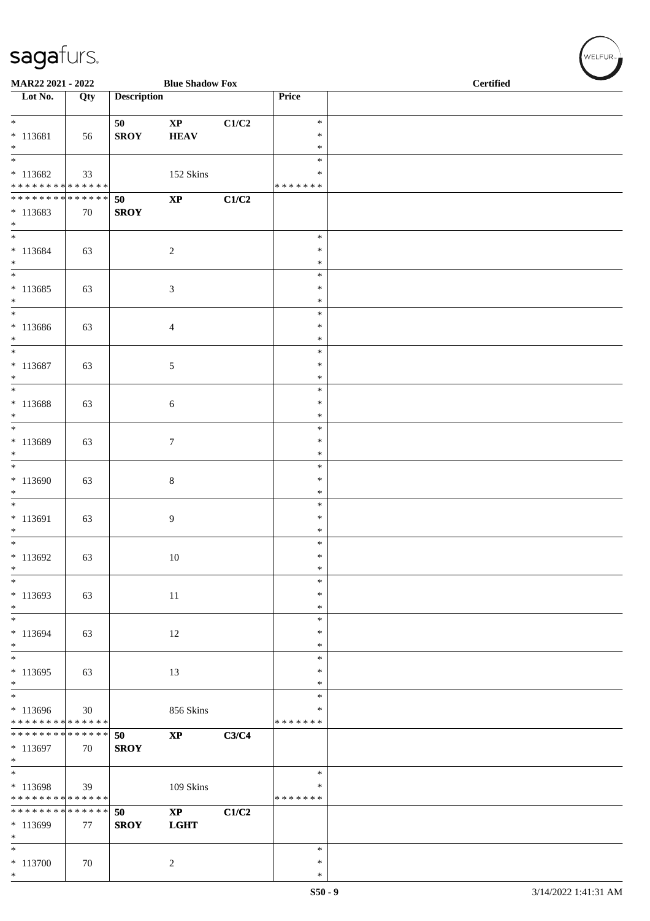MAR22 2021 - 2022 Blue Shadow Fox Certified

| Lot No. | Qty | Description | | | Price | |
|---|---|---|---|---|---|---|
| * | | 50 | XP | C1/C2 | * | |
| * 113681 | 56 | SROY | HEAV | | * | |
| * | | | | | * | |
| * | | | | | * | |
| * 113682 | 33 | | 152 Skins | | * | |
| * * * * * * * * * * * * * * | | | | | * * * * * * * | |
| * * * * * * * * * * * * * * | | 50 | XP | C1/C2 | | |
| * 113683 | 70 | SROY | | | | |
| * | | | | | | |
| * | | | | | * | |
| * 113684 | 63 | | 2 | | * | |
| * | | | | | * | |
| * | | | | | * | |
| * 113685 | 63 | | 3 | | * | |
| * | | | | | * | |
| * | | | | | * | |
| * 113686 | 63 | | 4 | | * | |
| * | | | | | * | |
| * | | | | | * | |
| * 113687 | 63 | | 5 | | * | |
| * | | | | | * | |
| * | | | | | * | |
| * 113688 | 63 | | 6 | | * | |
| * | | | | | * | |
| * | | | | | * | |
| * 113689 | 63 | | 7 | | * | |
| * | | | | | * | |
| * | | | | | * | |
| * 113690 | 63 | | 8 | | * | |
| * | | | | | * | |
| * | | | | | * | |
| * 113691 | 63 | | 9 | | * | |
| * | | | | | * | |
| * | | | | | * | |
| * 113692 | 63 | | 10 | | * | |
| * | | | | | * | |
| * | | | | | * | |
| * 113693 | 63 | | 11 | | * | |
| * | | | | | * | |
| * | | | | | * | |
| * 113694 | 63 | | 12 | | * | |
| * | | | | | * | |
| * | | | | | * | |
| * 113695 | 63 | | 13 | | * | |
| * | | | | | * | |
| * | | | | | * | |
| * 113696 | 30 | | 856 Skins | | * | |
| * * * * * * * * * * * * * * | | | | | * * * * * * * | |
| * * * * * * * * * * * * * * | | 50 | XP | C3/C4 | | |
| * 113697 | 70 | SROY | | | | |
| * | | | | | | |
| * | | | | | * | |
| * 113698 | 39 | | 109 Skins | | * | |
| * * * * * * * * * * * * * * | | | | | * * * * * * * | |
| * * * * * * * * * * * * * * | | 50 | XP | C1/C2 | | |
| * 113699 | 77 | SROY | LGHT | | | |
| * | | | | | | |
| * | | | | | * | |
| * 113700 | 70 | | 2 | | * | |
| * | | | | | * | |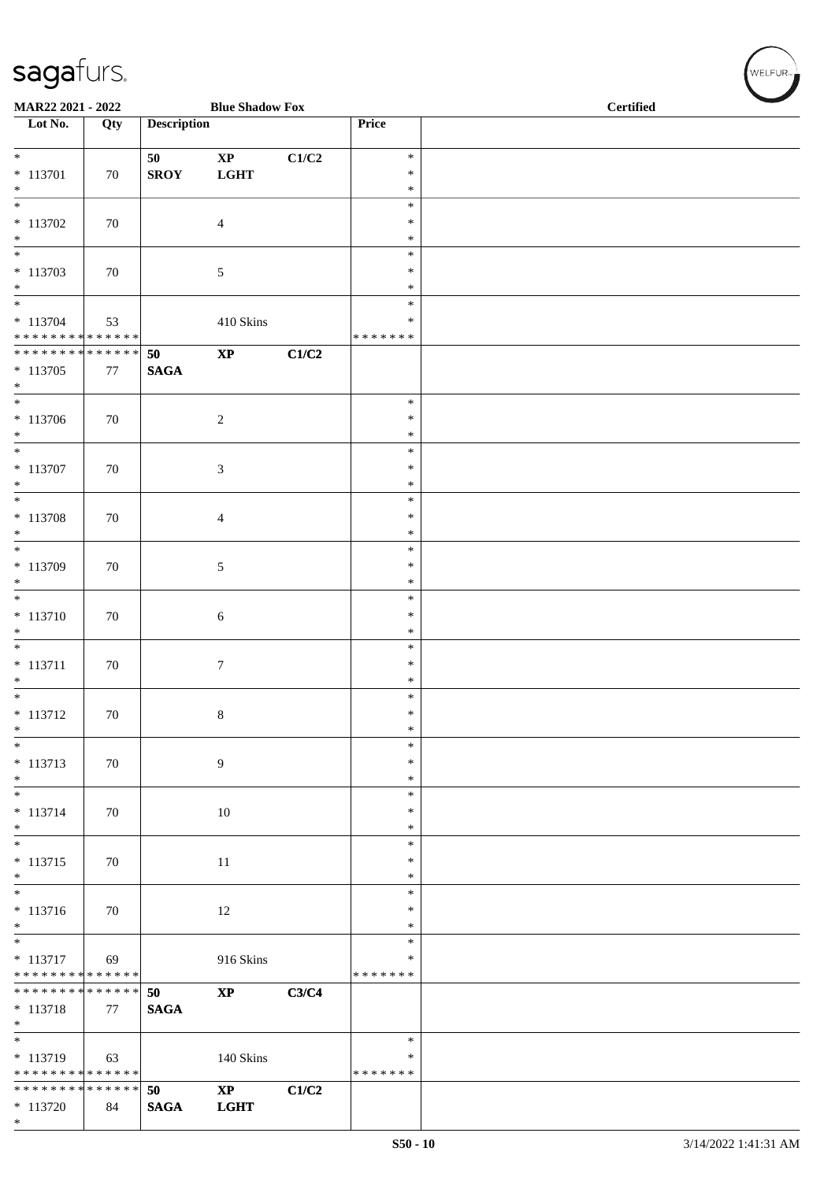MAR22 2021 - 2022 | Blue Shadow Fox | Certified

| Lot No. | Qty | Description | | | Price | |
|---|---|---|---|---|---|---|
| * 113701 * | 70 | 50 SROY | XP LGHT | C1/C2 | * * * | |
| * 113702 * | 70 | | 4 | | * * * | |
| * 113703 * | 70 | | 5 | | * * * | |
| * 113704 * * * * * * * * * * * * * * | 53 | | 410 Skins | | * * * * * * * * | |
| * * * * * * * * * * * * * * 113705 * | 77 | 50 SAGA | XP | C1/C2 | | |
| * 113706 * | 70 | | 2 | | * * * | |
| * 113707 * | 70 | | 3 | | * * * | |
| * 113708 * | 70 | | 4 | | * * * | |
| * 113709 * | 70 | | 5 | | * * * | |
| * 113710 * | 70 | | 6 | | * * * | |
| * 113711 * | 70 | | 7 | | * * * | |
| * 113712 * | 70 | | 8 | | * * * | |
| * 113713 * | 70 | | 9 | | * * * | |
| * 113714 * | 70 | | 10 | | * * * | |
| * 113715 * | 70 | | 11 | | * * * | |
| * 113716 * | 70 | | 12 | | * * * | |
| * 113717 * * * * * * * * * * * * * * | 69 | | 916 Skins | | * * * * * * * * | |
| * * * * * * * * * * * * * * 113718 * | 77 | 50 SAGA | XP | C3/C4 | | |
| * 113719 * * * * * * * * * * * * * * | 63 | | 140 Skins | | * * * * * * * * | |
| * * * * * * * * * * * * * * 113720 * | 84 | 50 SAGA | XP LGHT | C1/C2 | | |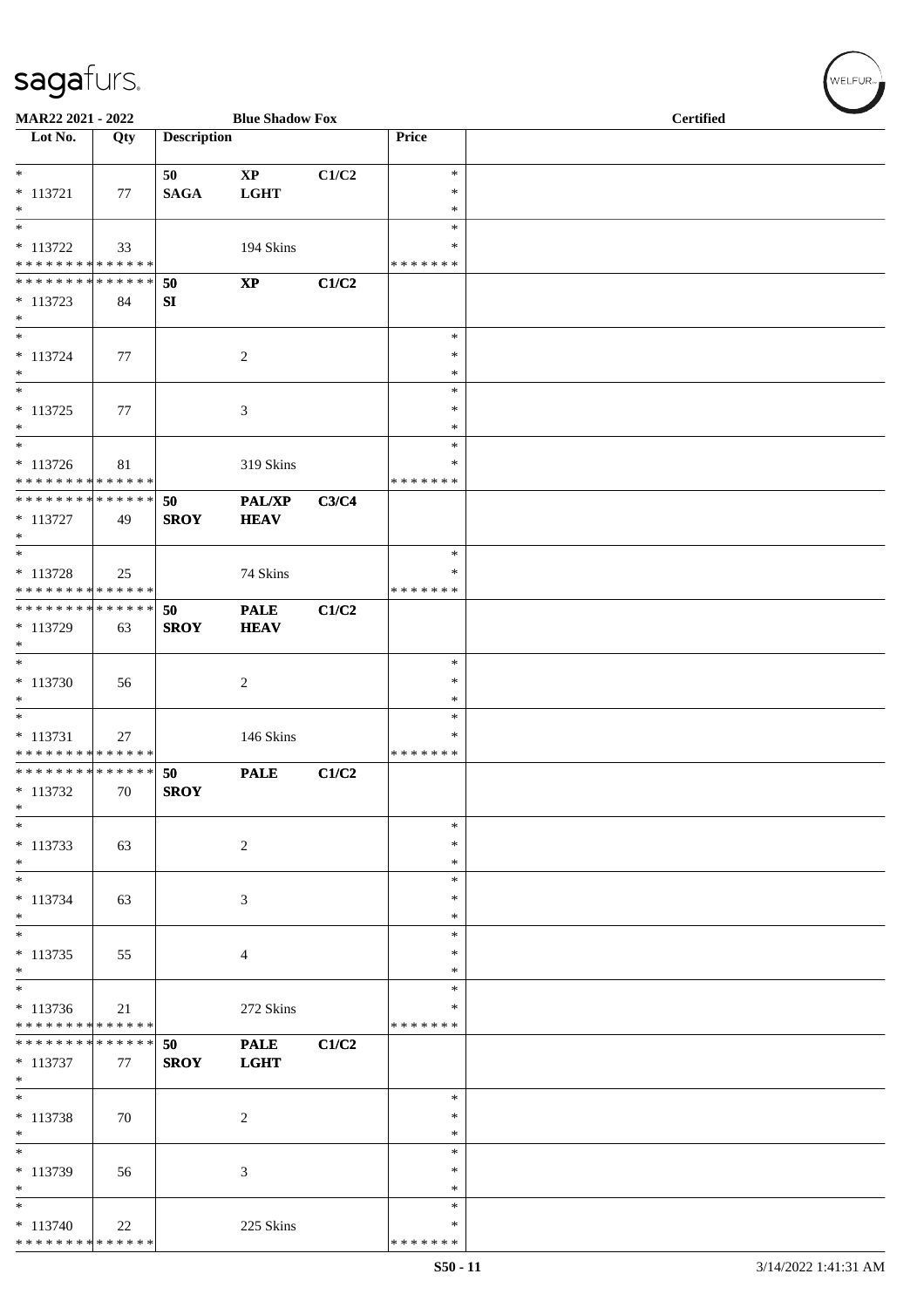MAR22 2021 - 2022 | Blue Shadow Fox | Certified

| Lot No. | Qty | Description | | | Price | |
|---|---|---|---|---|---|---|
| * 113721 | 77 | 50 SAGA | XP LGHT | C1/C2 | * * * | |
| * 113722 | 33 | | 194 Skins | | * * ******* | |
| * 113723 | 84 | 50 SI | XP | C1/C2 | | |
| * 113724 | 77 | | 2 | | * * * | |
| * 113725 | 77 | | 3 | | * * * | |
| * 113726 | 81 | | 319 Skins | | * * ******* | |
| * 113727 | 49 | 50 SROY | PAL/XP HEAV | C3/C4 | | |
| * 113728 | 25 | | 74 Skins | | * * ******* | |
| * 113729 | 63 | 50 SROY | PALE HEAV | C1/C2 | | |
| * 113730 | 56 | | 2 | | * * * | |
| * 113731 | 27 | | 146 Skins | | * * ******* | |
| * 113732 | 70 | 50 SROY | PALE | C1/C2 | | |
| * 113733 | 63 | | 2 | | * * * | |
| * 113734 | 63 | | 3 | | * * * | |
| * 113735 | 55 | | 4 | | * * * | |
| * 113736 | 21 | | 272 Skins | | * * ******* | |
| * 113737 | 77 | 50 SROY | PALE LGHT | C1/C2 | | |
| * 113738 | 70 | | 2 | | * * * | |
| * 113739 | 56 | | 3 | | * * * | |
| * 113740 | 22 | | 225 Skins | | * * ******* | |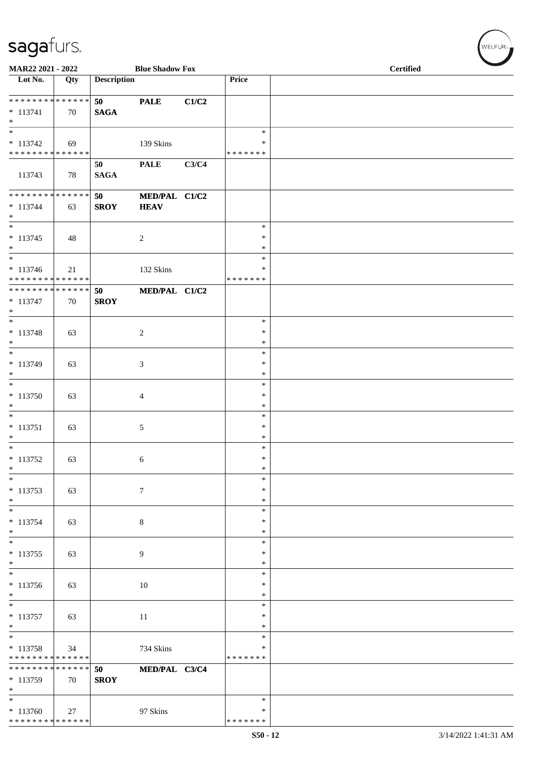MAR22 2021 - 2022 | Blue Shadow Fox | Certified

| Lot No. | Qty | Description | | | Price | |
|---|---|---|---|---|---|---|
| * * * * * * * * * * * * * * | | 50 | PALE | C1/C2 | | |
| * 113741 | 70 | SAGA | | | | |
| * | | | | | | |
| * | | | | | * | |
| * 113742 | 69 | | 139 Skins | | * | |
| * * * * * * * * * * * * * * | | | | | * * * * * * * | |
| | | 50 | PALE | C3/C4 | | |
| 113743 | 78 | SAGA | | | | |
| * * * * * * * * * * * * * * | | 50 | MED/PAL | C1/C2 | | |
| * 113744 | 63 | SROY | HEAV | | | |
| * | | | | | | |
| * | | | | | * | |
| * 113745 | 48 | | 2 | | * | |
| * | | | | | * | |
| * | | | | | * | |
| * 113746 | 21 | | 132 Skins | | * | |
| * * * * * * * * * * * * * * | | | | | * * * * * * * | |
| * * * * * * * * * * * * * * | | 50 | MED/PAL | C1/C2 | | |
| * 113747 | 70 | SROY | | | | |
| * | | | | | | |
| * | | | | | * | |
| * 113748 | 63 | | 2 | | * | |
| * | | | | | * | |
| * | | | | | * | |
| * 113749 | 63 | | 3 | | * | |
| * | | | | | * | |
| * | | | | | * | |
| * 113750 | 63 | | 4 | | * | |
| * | | | | | * | |
| * | | | | | * | |
| * 113751 | 63 | | 5 | | * | |
| * | | | | | * | |
| * | | | | | * | |
| * 113752 | 63 | | 6 | | * | |
| * | | | | | * | |
| * | | | | | * | |
| * 113753 | 63 | | 7 | | * | |
| * | | | | | * | |
| * | | | | | * | |
| * 113754 | 63 | | 8 | | * | |
| * | | | | | * | |
| * | | | | | * | |
| * 113755 | 63 | | 9 | | * | |
| * | | | | | * | |
| * | | | | | * | |
| * 113756 | 63 | | 10 | | * | |
| * | | | | | * | |
| * | | | | | * | |
| * 113757 | 63 | | 11 | | * | |
| * | | | | | * | |
| * | | | | | * | |
| * 113758 | 34 | | 734 Skins | | * | |
| * * * * * * * * * * * * * * | | | | | * * * * * * * | |
| * * * * * * * * * * * * * * | | 50 | MED/PAL | C3/C4 | | |
| * 113759 | 70 | SROY | | | | |
| * | | | | | | |
| * | | | | | * | |
| * 113760 | 27 | | 97 Skins | | * | |
| * * * * * * * * * * * * * * | | | | | * * * * * * * | |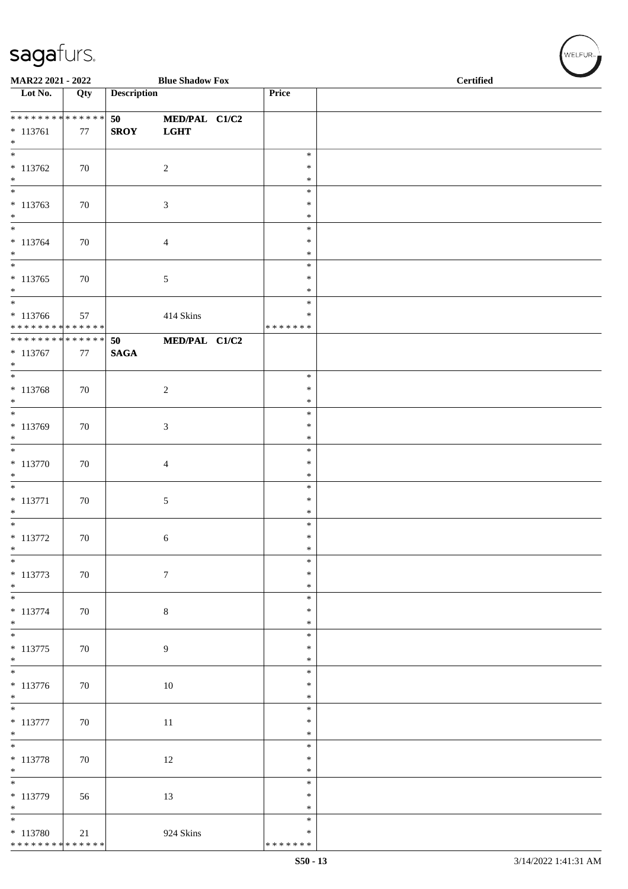MAR22 2021 - 2022 Blue Shadow Fox Certified

| Lot No. | Qty | Description | | Price | |
|---|---|---|---|---|---|
| * * * * * * * * * * * * * * | | 50 | MED/PAL C1/C2 | | |
| * 113761 | 77 | SROY | LGHT | | |
| * 113762 | 70 | | 2 | * | |
| * 113763 | 70 | | 3 | * | |
| * 113764 | 70 | | 4 | * | |
| * 113765 | 70 | | 5 | * | |
| * 113766 | 57 | | 414 Skins | * | |
| * * * * * * * * * * * * * * | | | | * * * * * * * | |
| * * * * * * * * * * * * * * | | 50 | MED/PAL C1/C2 | | |
| * 113767 | 77 | SAGA | | | |
| * 113768 | 70 | | 2 | * | |
| * 113769 | 70 | | 3 | * | |
| * 113770 | 70 | | 4 | * | |
| * 113771 | 70 | | 5 | * | |
| * 113772 | 70 | | 6 | * | |
| * 113773 | 70 | | 7 | * | |
| * 113774 | 70 | | 8 | * | |
| * 113775 | 70 | | 9 | * | |
| * 113776 | 70 | | 10 | * | |
| * 113777 | 70 | | 11 | * | |
| * 113778 | 70 | | 12 | * | |
| * 113779 | 56 | | 13 | * | |
| * 113780 | 21 | | 924 Skins | * | |
| * * * * * * * * * * * * * * | | | | * * * * * * * | |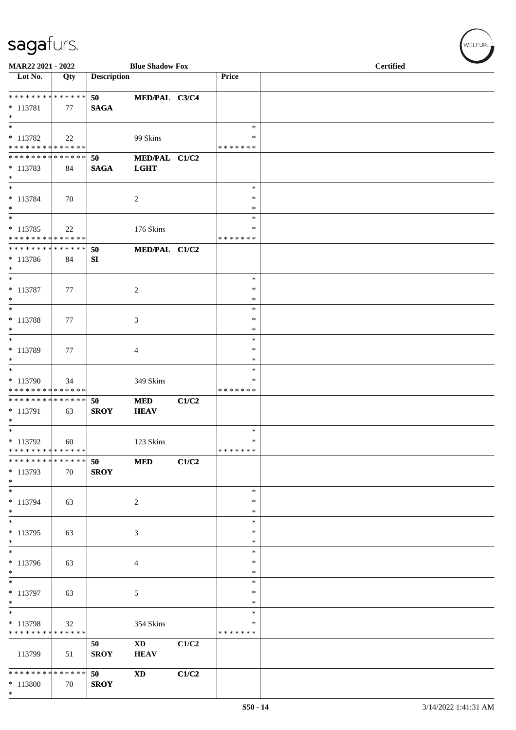MAR22 2021 - 2022 Blue Shadow Fox Certified

| Lot No. | Qty | Description | | | Price | |
|---|---|---|---|---|---|---|
| * * * * * * * * * * * * * * | | 50 | MED/PAL | C3/C4 | | |
| * 113781 | 77 | SAGA | | | | |
| * | | | | | | |
| * | | | | | * | |
| * 113782 | 22 | | 99 Skins | | * | |
| * * * * * * * * * * * * * * | | | | | * * * * * * * | |
| * * * * * * * * * * * * * * | | 50 | MED/PAL | C1/C2 | | |
| * 113783 | 84 | SAGA | LGHT | | | |
| * | | | | | | |
| * | | | | | * | |
| * 113784 | 70 | | 2 | | * | |
| * | | | | | * | |
| * | | | | | * | |
| * 113785 | 22 | | 176 Skins | | * | |
| * * * * * * * * * * * * * * | | | | | * * * * * * * | |
| * * * * * * * * * * * * * * | | 50 | MED/PAL | C1/C2 | | |
| * 113786 | 84 | SI | | | | |
| * | | | | | | |
| * | | | | | * | |
| * 113787 | 77 | | 2 | | * | |
| * | | | | | * | |
| * | | | | | * | |
| * 113788 | 77 | | 3 | | * | |
| * | | | | | * | |
| * | | | | | * | |
| * 113789 | 77 | | 4 | | * | |
| * | | | | | * | |
| * | | | | | * | |
| * 113790 | 34 | | 349 Skins | | * | |
| * * * * * * * * * * * * * * | | | | | * * * * * * * | |
| * * * * * * * * * * * * * * | | 50 | MED | C1/C2 | | |
| * 113791 | 63 | SROY | HEAV | | | |
| * | | | | | | |
| * | | | | | * | |
| * 113792 | 60 | | 123 Skins | | * | |
| * * * * * * * * * * * * * * | | | | | * * * * * * * | |
| * * * * * * * * * * * * * * | | 50 | MED | C1/C2 | | |
| * 113793 | 70 | SROY | | | | |
| * | | | | | | |
| * | | | | | * | |
| * 113794 | 63 | | 2 | | * | |
| * | | | | | * | |
| * | | | | | * | |
| * 113795 | 63 | | 3 | | * | |
| * | | | | | * | |
| * | | | | | * | |
| * 113796 | 63 | | 4 | | * | |
| * | | | | | * | |
| * | | | | | * | |
| * 113797 | 63 | | 5 | | * | |
| * | | | | | * | |
| * | | | | | * | |
| * 113798 | 32 | | 354 Skins | | * | |
| * * * * * * * * * * * * * * | | | | | * * * * * * * | |
| | | 50 | XD | C1/C2 | | |
| 113799 | 51 | SROY | HEAV | | | |
| * * * * * * * * * * * * * * | | 50 | XD | C1/C2 | | |
| * 113800 | 70 | SROY | | | | |
| * | | | | | | |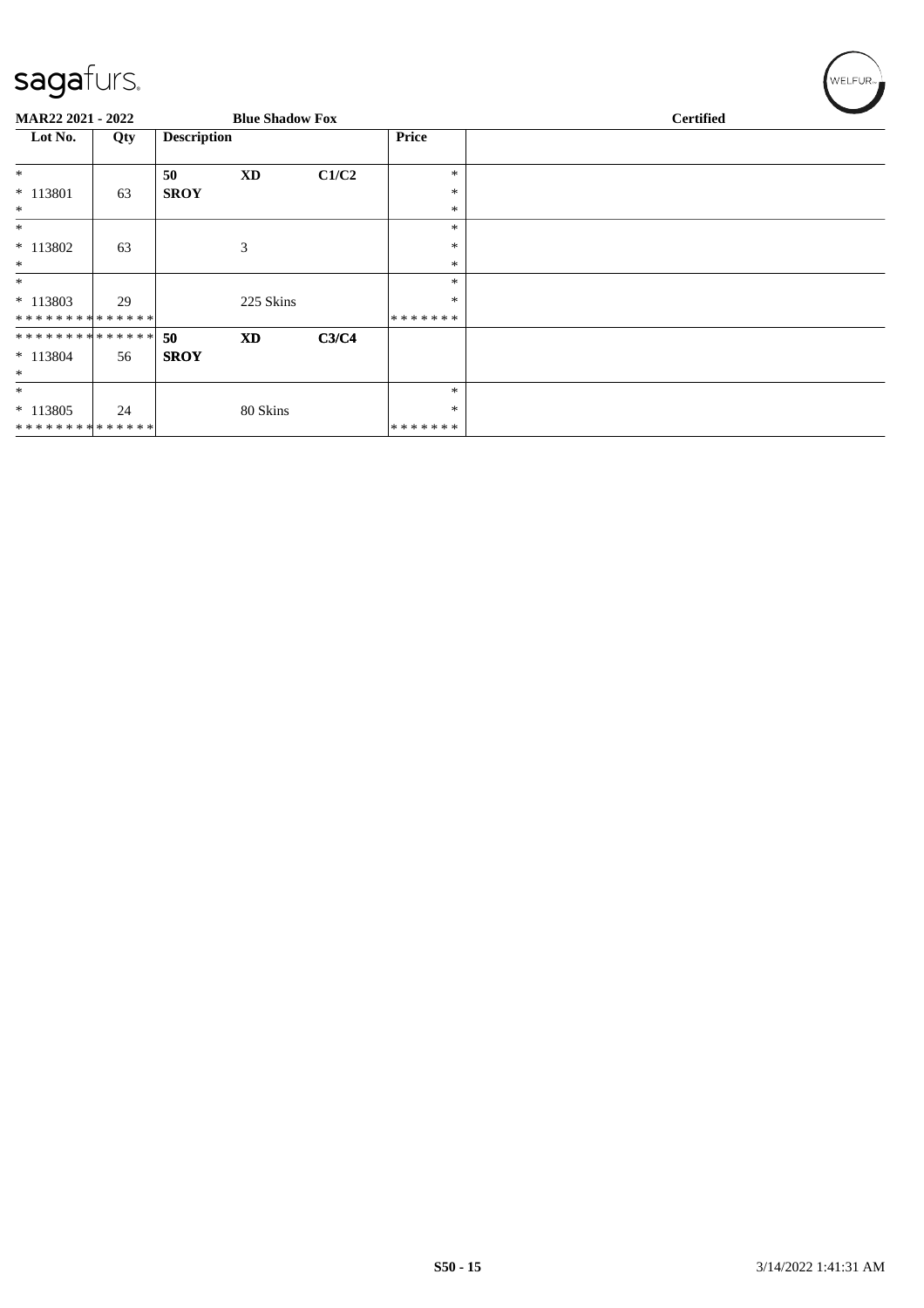**MAR22 2021 - 2022** **Blue Shadow Fox** **Certified**

| Lot No. | Qty | Description | | | Price | |
|---|---|---|---|---|---|---|
| * | | **50** | **XD** | **C1/C2** | * | |
| * 113801 | 63 | **SROY** | | | * | |
| * | | | | | * | |
| * | | | | | * | |
| * 113802 | 63 | | 3 | | * | |
| * | | | | | * | |
| * | | | | | * | |
| * 113803 | 29 | | 225 Skins | | * | |
| * * * * * * * * * * * * * * | | | | | * * * * * * * | |
| * * * * * * * * * * * * * * | | **50** | **XD** | **C3/C4** | | |
| * 113804 | 56 | **SROY** | | | | |
| * | | | | | | |
| * | | | | | * | |
| * 113805 | 24 | | 80 Skins | | * | |
| * * * * * * * * * * * * * * | | | | | * * * * * * * | |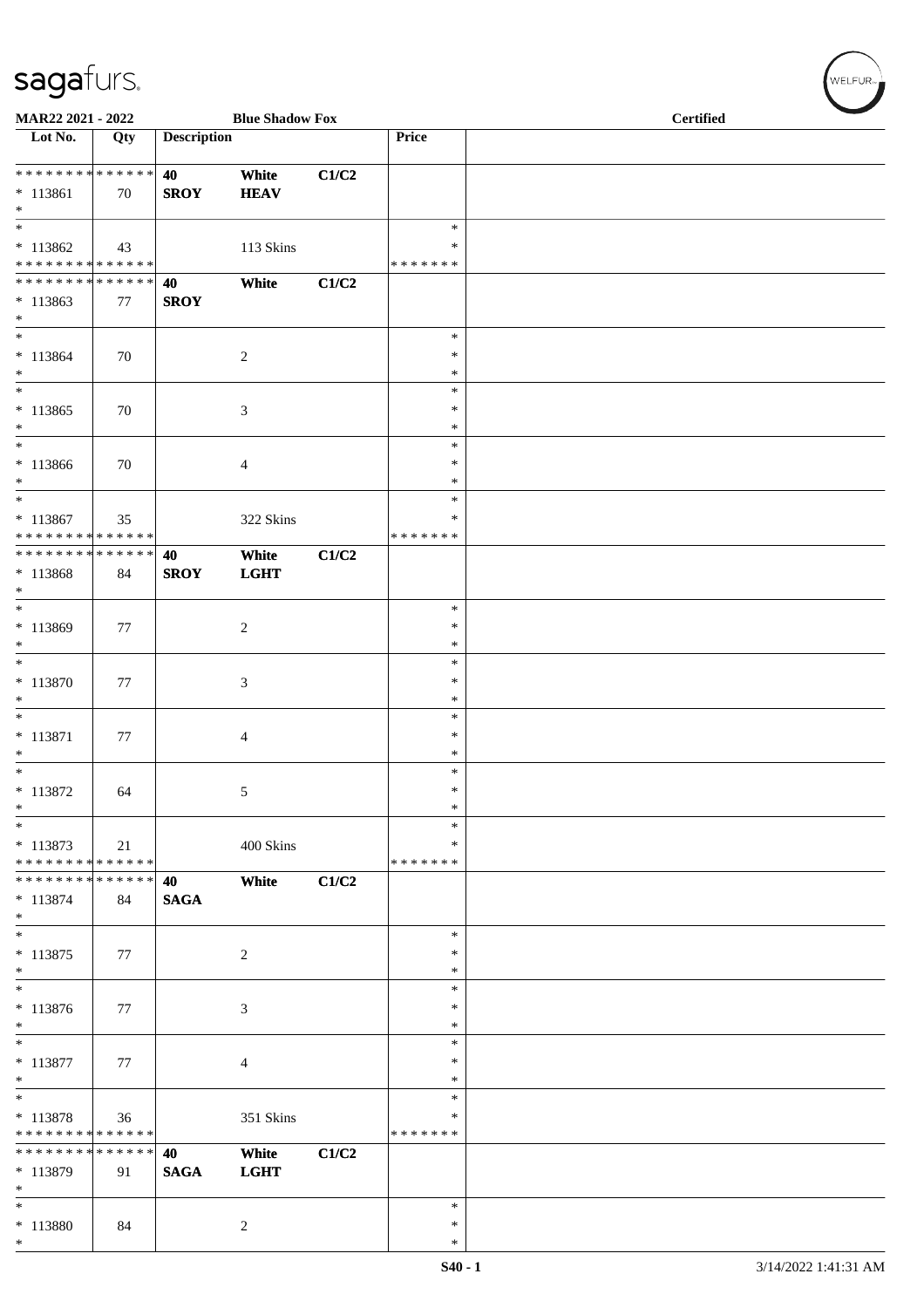MAR22 2021 - 2022 | Blue Shadow Fox | Certified

| Lot No. | Qty | Description | | | Price | |
|---|---|---|---|---|---|---|
| * * * * * * * * * * * * * * | | 40 | White | C1/C2 | | |
| * 113861 | 70 | SROY | HEAV | | | |
| * | | | | | | |
| * | | | | | * | |
| * 113862 | 43 | | 113 Skins | | * | |
| * * * * * * * * * * * * * * | | | | | * * * * * * * | |
| * * * * * * * * * * * * * * | | 40 | White | C1/C2 | | |
| * 113863 | 77 | SROY | | | | |
| * | | | | | | |
| * | | | | | * | |
| * 113864 | 70 | | 2 | | * | |
| * | | | | | * | |
| * | | | | | * | |
| * 113865 | 70 | | 3 | | * | |
| * | | | | | * | |
| * | | | | | * | |
| * 113866 | 70 | | 4 | | * | |
| * | | | | | * | |
| * | | | | | * | |
| * 113867 | 35 | | 322 Skins | | * | |
| * * * * * * * * * * * * * * | | | | | * * * * * * * | |
| * * * * * * * * * * * * * * | | 40 | White | C1/C2 | | |
| * 113868 | 84 | SROY | LGHT | | | |
| * | | | | | | |
| * | | | | | * | |
| * 113869 | 77 | | 2 | | * | |
| * | | | | | * | |
| * | | | | | * | |
| * 113870 | 77 | | 3 | | * | |
| * | | | | | * | |
| * | | | | | * | |
| * 113871 | 77 | | 4 | | * | |
| * | | | | | * | |
| * | | | | | * | |
| * 113872 | 64 | | 5 | | * | |
| * | | | | | * | |
| * | | | | | * | |
| * 113873 | 21 | | 400 Skins | | * | |
| * * * * * * * * * * * * * * | | | | | * * * * * * * | |
| * * * * * * * * * * * * * * | | 40 | White | C1/C2 | | |
| * 113874 | 84 | SAGA | | | | |
| * | | | | | | |
| * | | | | | * | |
| * 113875 | 77 | | 2 | | * | |
| * | | | | | * | |
| * | | | | | * | |
| * 113876 | 77 | | 3 | | * | |
| * | | | | | * | |
| * | | | | | * | |
| * 113877 | 77 | | 4 | | * | |
| * | | | | | * | |
| * | | | | | * | |
| * 113878 | 36 | | 351 Skins | | * | |
| * * * * * * * * * * * * * * | | | | | * * * * * * * | |
| * * * * * * * * * * * * * * | | 40 | White | C1/C2 | | |
| * 113879 | 91 | SAGA | LGHT | | | |
| * | | | | | | |
| * | | | | | * | |
| * 113880 | 84 | | 2 | | * | |
| * | | | | | * | |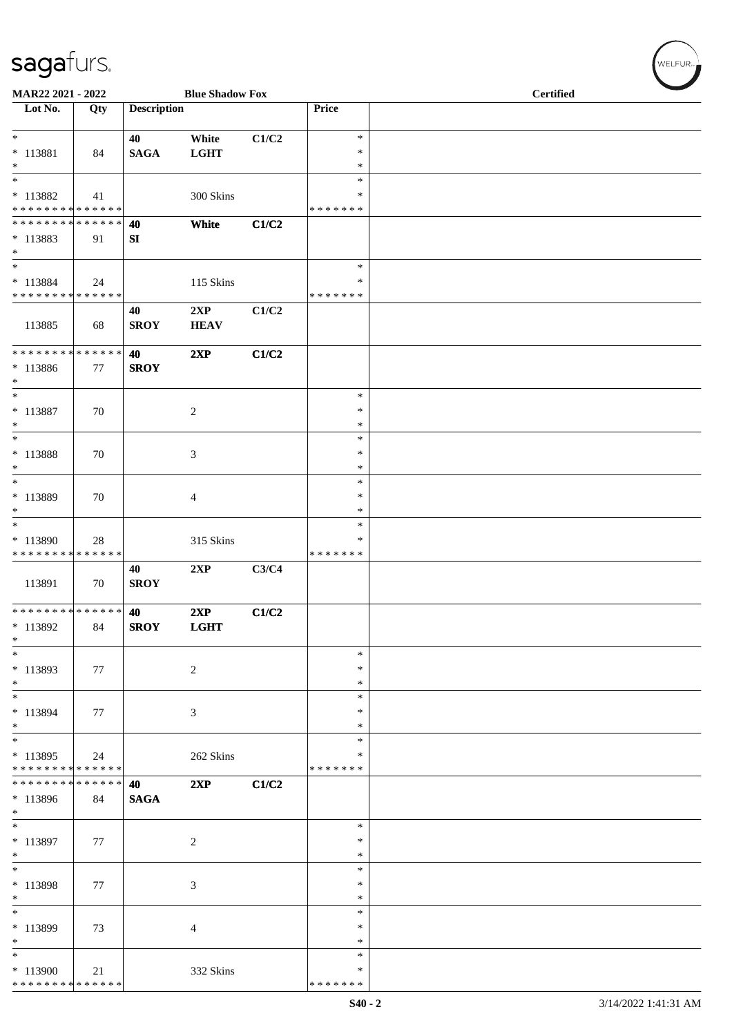MAR22 2021 - 2022 — Blue Shadow Fox — Certified

| Lot No. | Qty | Description | | | Price | |
|---|---|---|---|---|---|---|
| * 113881 * | 84 | 40 SAGA | White LGHT | C1/C2 | * * * | |
| * 113882 * * * * * * * * * * * * * * | 41 | | 300 Skins | | * * * * * * * * * | |
| * * * * * * * * * * * * * * 113883 * | 91 | 40 SI | White | C1/C2 | | |
| * 113884 * * * * * * * * * * * * * * | 24 | | 115 Skins | | * * * * * * * * | |
| 113885 | 68 | 40 SROY | 2XP HEAV | C1/C2 | | |
| * * * * * * * * * * * * * * 113886 * | 77 | 40 SROY | 2XP | C1/C2 | | |
| * 113887 * | 70 | | 2 | | * * * | |
| * 113888 * | 70 | | 3 | | * * * | |
| * 113889 * | 70 | | 4 | | * * * | |
| * 113890 * * * * * * * * * * * * * * | 28 | | 315 Skins | | * * * * * * * * * | |
| 113891 | 70 | 40 SROY | 2XP | C3/C4 | | |
| * * * * * * * * * * * * * * 113892 * | 84 | 40 SROY | 2XP LGHT | C1/C2 | | |
| * 113893 * | 77 | | 2 | | * * * | |
| * 113894 * | 77 | | 3 | | * * * | |
| * 113895 * * * * * * * * * * * * * * | 24 | | 262 Skins | | * * * * * * * * * | |
| * * * * * * * * * * * * * * 113896 * | 84 | 40 SAGA | 2XP | C1/C2 | | |
| * 113897 * | 77 | | 2 | | * * * | |
| * 113898 * | 77 | | 3 | | * * * | |
| * 113899 * | 73 | | 4 | | * * * | |
| * 113900 * * * * * * * * * * * * * * | 21 | | 332 Skins | | * * * * * * * * * | |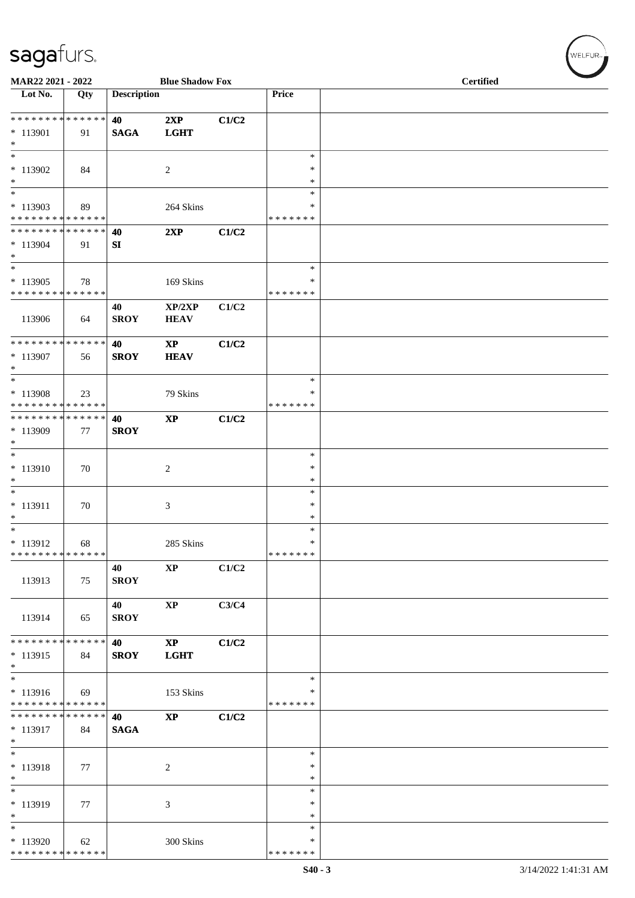MAR22 2021 - 2022 | Blue Shadow Fox | Certified

| Lot No. | Qty | Description | | | Price | |
|---|---|---|---|---|---|---|
| * * * * * * * * * * * * * * | | 40 | 2XP | C1/C2 | | |
| * 113901 | 91 | SAGA | LGHT | | | |
| * | | | | | | |
| * | | | | | * | |
| * 113902 | 84 | | 2 | | * | |
| * | | | | | * | |
| * | | | | | * | |
| * 113903 | 89 | | 264 Skins | | * | |
| * * * * * * * * * * * * * * | | | | | * * * * * * * | |
| * * * * * * * * * * * * * * | | 40 | 2XP | C1/C2 | | |
| * 113904 | 91 | SI | | | | |
| * | | | | | | |
| * | | | | | * | |
| * 113905 | 78 | | 169 Skins | | * | |
| * * * * * * * * * * * * * * | | | | | * * * * * * * | |
| | | 40 | XP/2XP | C1/C2 | | |
| 113906 | 64 | SROY | HEAV | | | |
| * * * * * * * * * * * * * * | | 40 | XP | C1/C2 | | |
| * 113907 | 56 | SROY | HEAV | | | |
| * | | | | | | |
| * | | | | | * | |
| * 113908 | 23 | | 79 Skins | | * | |
| * * * * * * * * * * * * * * | | | | | * * * * * * * | |
| * * * * * * * * * * * * * * | | 40 | XP | C1/C2 | | |
| * 113909 | 77 | SROY | | | | |
| * | | | | | | |
| * | | | | | * | |
| * 113910 | 70 | | 2 | | * | |
| * | | | | | * | |
| * | | | | | * | |
| * 113911 | 70 | | 3 | | * | |
| * | | | | | * | |
| * | | | | | * | |
| * 113912 | 68 | | 285 Skins | | * | |
| * * * * * * * * * * * * * * | | | | | * * * * * * * | |
| | | 40 | XP | C1/C2 | | |
| 113913 | 75 | SROY | | | | |
| | | 40 | XP | C3/C4 | | |
| 113914 | 65 | SROY | | | | |
| * * * * * * * * * * * * * * | | 40 | XP | C1/C2 | | |
| * 113915 | 84 | SROY | LGHT | | | |
| * | | | | | | |
| * | | | | | * | |
| * 113916 | 69 | | 153 Skins | | * | |
| * * * * * * * * * * * * * * | | | | | * * * * * * * | |
| * * * * * * * * * * * * * * | | 40 | XP | C1/C2 | | |
| * 113917 | 84 | SAGA | | | | |
| * | | | | | | |
| * | | | | | * | |
| * 113918 | 77 | | 2 | | * | |
| * | | | | | * | |
| * | | | | | * | |
| * 113919 | 77 | | 3 | | * | |
| * | | | | | * | |
| * | | | | | * | |
| * 113920 | 62 | | 300 Skins | | * | |
| * * * * * * * * * * * * * * | | | | | * * * * * * * | |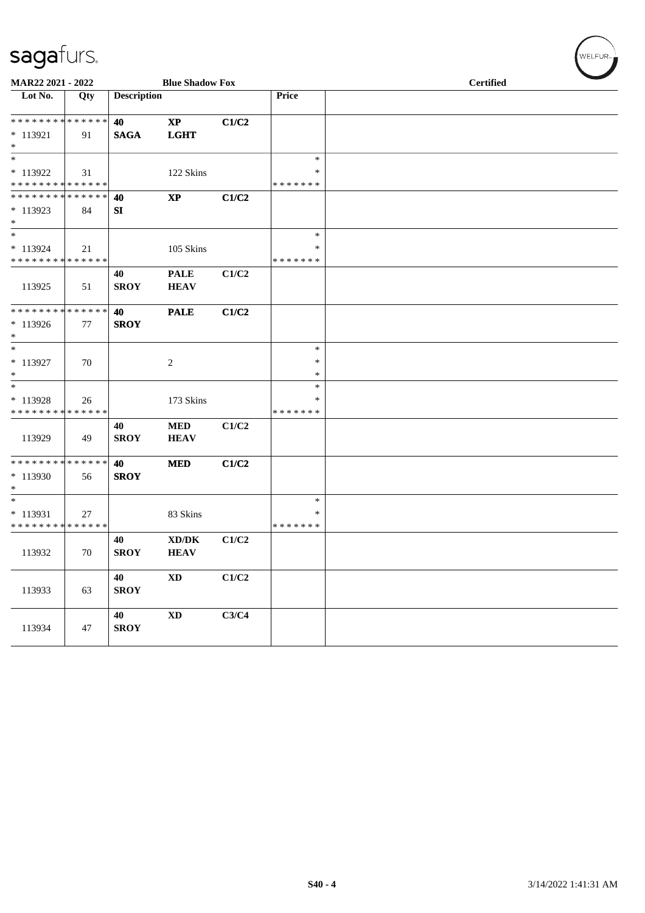MAR22 2021 - 2022 | Blue Shadow Fox | Certified

| Lot No. | Qty | Description | | | Price | |
|---|---|---|---|---|---|---|
| * * * * * * * * * * * * * * | | 40 | XP | C1/C2 | | |
| * 113921 | 91 | SAGA | LGHT | | | |
| * | | | | | | |
| * | | | | | * | |
| * 113922 | 31 | | 122 Skins | | * | |
| * * * * * * * * * * * * * * | | | | | * * * * * * * | |
| * * * * * * * * * * * * * * | | 40 | XP | C1/C2 | | |
| * 113923 | 84 | SI | | | | |
| * | | | | | | |
| * | | | | | * | |
| * 113924 | 21 | | 105 Skins | | * | |
| * * * * * * * * * * * * * * | | | | | * * * * * * * | |
| 113925 | 51 | 40 SROY | PALE HEAV | C1/C2 | | |
| * * * * * * * * * * * * * * | | 40 | PALE | C1/C2 | | |
| * 113926 | 77 | SROY | | | | |
| * | | | | | | |
| * | | | | | * | |
| * 113927 | 70 | | 2 | | * | |
| * | | | | | * | |
| * | | | | | * | |
| * 113928 | 26 | | 173 Skins | | * | |
| * * * * * * * * * * * * * * | | | | | * * * * * * * | |
| 113929 | 49 | 40 SROY | MED HEAV | C1/C2 | | |
| * * * * * * * * * * * * * * | | 40 | MED | C1/C2 | | |
| * 113930 | 56 | SROY | | | | |
| * | | | | | | |
| * | | | | | * | |
| * 113931 | 27 | | 83 Skins | | * | |
| * * * * * * * * * * * * * * | | | | | * * * * * * * | |
| 113932 | 70 | 40 SROY | XD/DK HEAV | C1/C2 | | |
| 113933 | 63 | 40 SROY | XD | C1/C2 | | |
| 113934 | 47 | 40 SROY | XD | C3/C4 | | |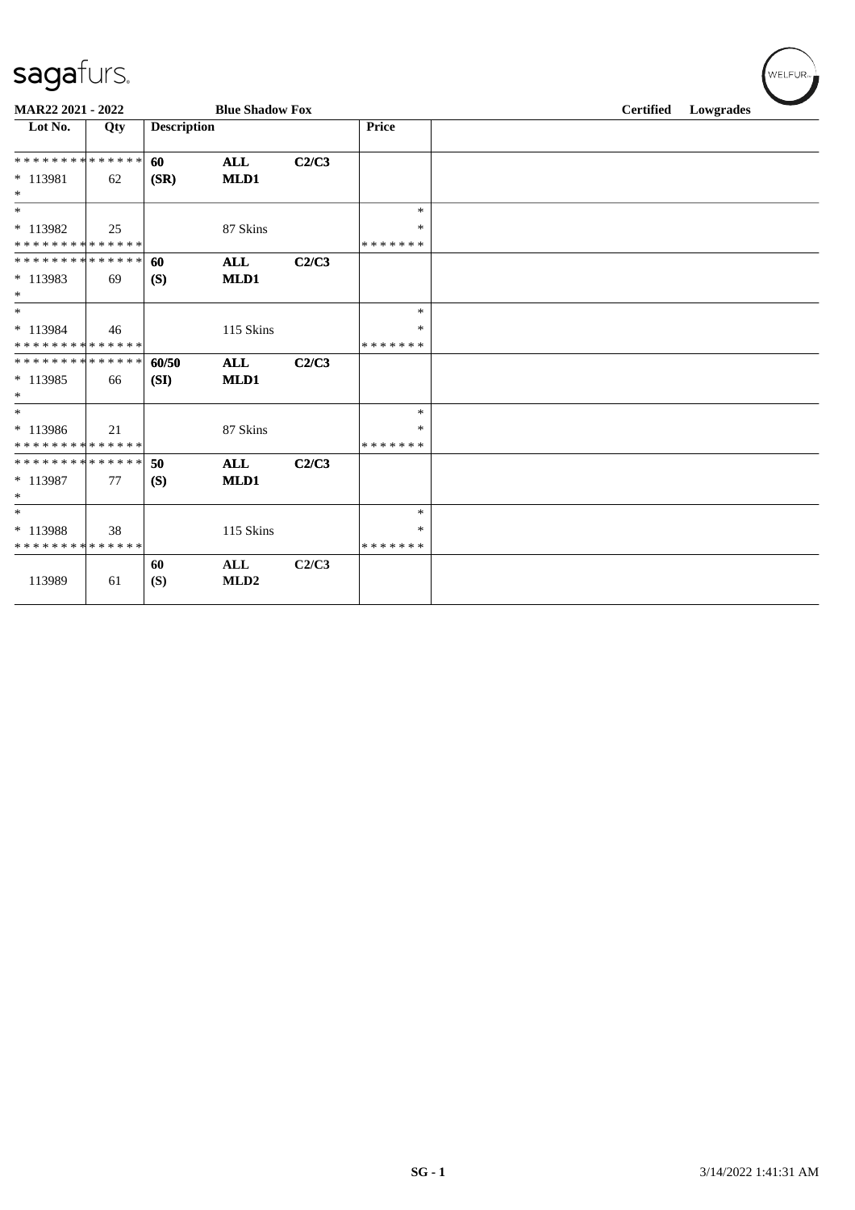MAR22 2021 - 2022 | Blue Shadow Fox | Certified | Lowgrades

| Lot No. | Qty | Description | | | Price |
|---|---|---|---|---|---|
| * * * * * * * * * * * * * * | | 60 | ALL | C2/C3 | |
| * 113981 | 62 | (SR) | MLD1 | | |
| * | | | | | |
| * | | | | | * |
| * 113982 | 25 | | 87 Skins | | * |
| * * * * * * * * * * * * * * | | | | | * * * * * * * |
| * * * * * * * * * * * * * * | | 60 | ALL | C2/C3 | |
| * 113983 | 69 | (S) | MLD1 | | |
| * | | | | | |
| * | | | | | * |
| * 113984 | 46 | | 115 Skins | | * |
| * * * * * * * * * * * * * * | | | | | * * * * * * * |
| * * * * * * * * * * * * * * | | 60/50 | ALL | C2/C3 | |
| * 113985 | 66 | (SI) | MLD1 | | |
| * | | | | | |
| * | | | | | * |
| * 113986 | 21 | | 87 Skins | | * |
| * * * * * * * * * * * * * * | | | | | * * * * * * * |
| * * * * * * * * * * * * * * | | 50 | ALL | C2/C3 | |
| * 113987 | 77 | (S) | MLD1 | | |
| * | | | | | |
| * | | | | | * |
| * 113988 | 38 | | 115 Skins | | * |
| * * * * * * * * * * * * * * | | | | | * * * * * * * |
| | | 60 | ALL | C2/C3 | |
| 113989 | 61 | (S) | MLD2 | | |